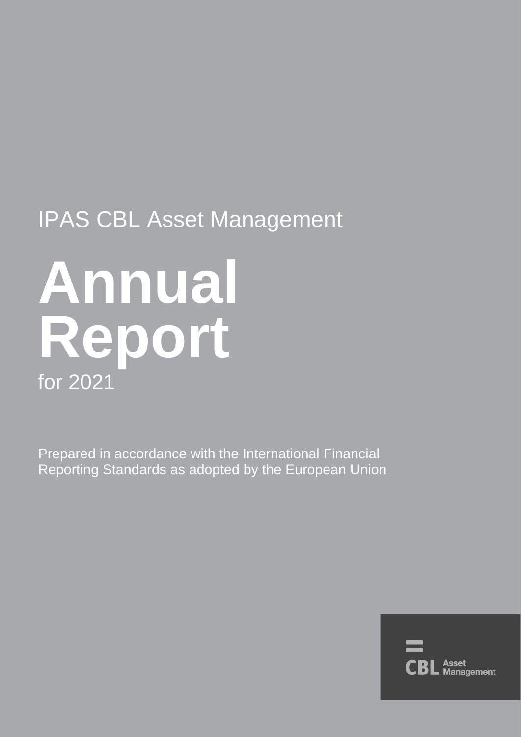IPAS CBL Asset Management

# Annual Report

for 2021

Prepared in accordance with the International Financial Reporting Standards as adopted by the European Union

CBL Asset Management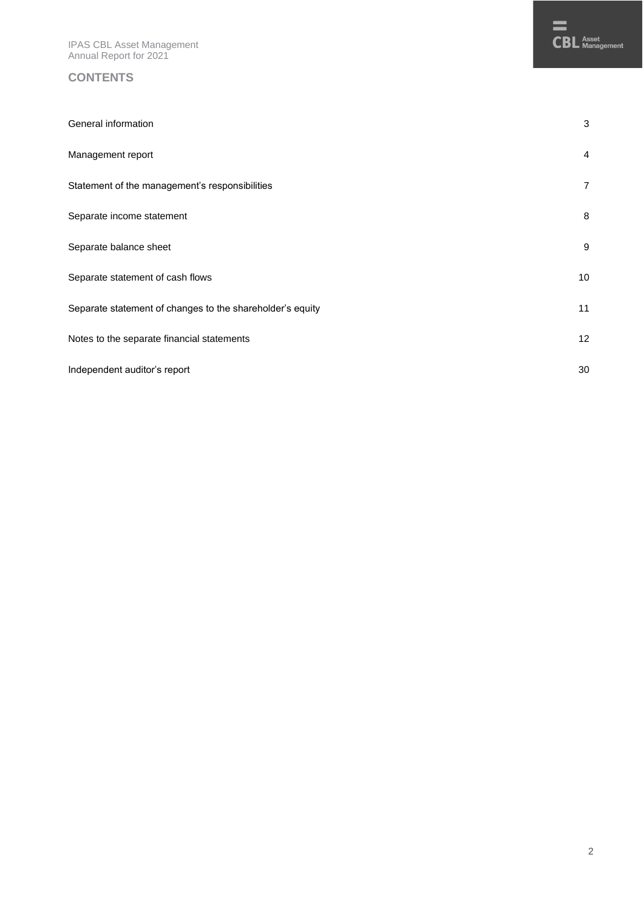## CONTENTS

| | |
|---|---|
| General information | 3 |
| Management report | 4 |
| Statement of the management's responsibilities | 7 |
| Separate income statement | 8 |
| Separate balance sheet | 9 |
| Separate statement of cash flows | 10 |
| Separate statement of changes to the shareholder's equity | 11 |
| Notes to the separate financial statements | 12 |
| Independent auditor's report | 30 |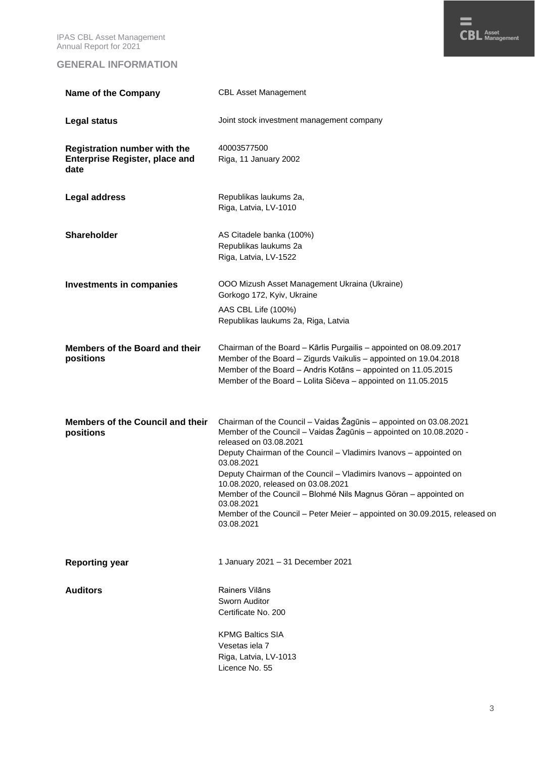## GENERAL INFORMATION

| | |
|---|---|
| **Name of the Company** | CBL Asset Management |
| **Legal status** | Joint stock investment management company |
| **Registration number with the Enterprise Register, place and date** | 40003577500<br>Riga, 11 January 2002 |
| **Legal address** | Republikas laukums 2a,<br>Riga, Latvia, LV-1010 |
| **Shareholder** | AS Citadele banka (100%)<br>Republikas laukums 2a<br>Riga, Latvia, LV-1522 |
| **Investments in companies** | OOO Mizush Asset Management Ukraina (Ukraine)<br>Gorkogo 172, Kyiv, Ukraine<br>AAS CBL Life (100%)<br>Republikas laukums 2a, Riga, Latvia |
| **Members of the Board and their positions** | Chairman of the Board – Kārlis Purgailis – appointed on 08.09.2017<br>Member of the Board – Zigurds Vaikulis – appointed on 19.04.2018<br>Member of the Board – Andris Kotāns – appointed on 11.05.2015<br>Member of the Board – Lolita Sičeva – appointed on 11.05.2015 |
| **Members of the Council and their positions** | Chairman of the Council – Vaidas Žagūnis – appointed on 03.08.2021<br>Member of the Council – Vaidas Žagūnis – appointed on 10.08.2020 - released on 03.08.2021<br>Deputy Chairman of the Council – Vladimirs Ivanovs – appointed on 03.08.2021<br>Deputy Chairman of the Council – Vladimirs Ivanovs – appointed on 10.08.2020, released on 03.08.2021<br>Member of the Council – Blohmé Nils Magnus Göran – appointed on 03.08.2021<br>Member of the Council – Peter Meier – appointed on 30.09.2015, released on 03.08.2021 |
| **Reporting year** | 1 January 2021 – 31 December 2021 |
| **Auditors** | Rainers Vilāns<br>Sworn Auditor<br>Certificate No. 200<br><br>KPMG Baltics SIA<br>Vesetas iela 7<br>Riga, Latvia, LV-1013<br>Licence No. 55 |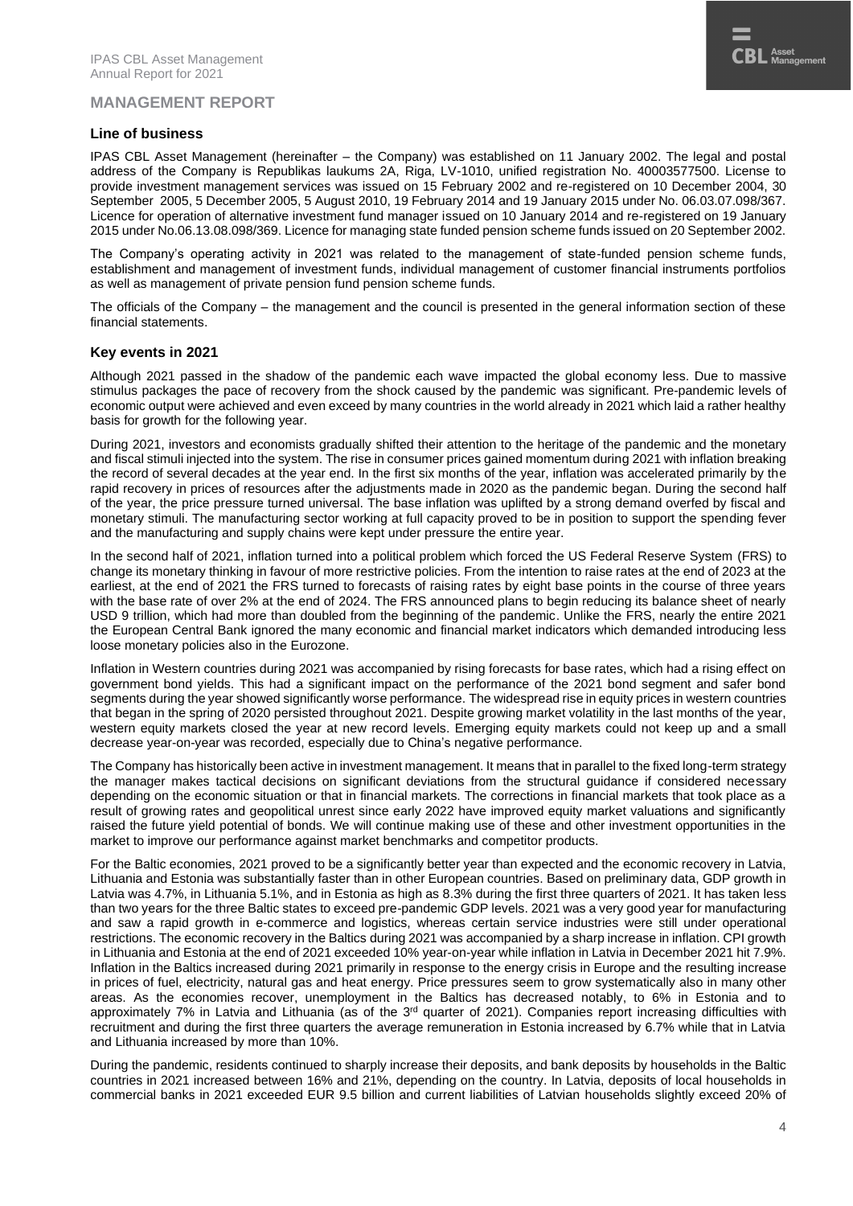# MANAGEMENT REPORT

## Line of business

IPAS CBL Asset Management (hereinafter – the Company) was established on 11 January 2002. The legal and postal address of the Company is Republikas laukums 2A, Riga, LV-1010, unified registration No. 40003577500. License to provide investment management services was issued on 15 February 2002 and re-registered on 10 December 2004, 30 September 2005, 5 December 2005, 5 August 2010, 19 February 2014 and 19 January 2015 under No. 06.03.07.098/367. Licence for operation of alternative investment fund manager issued on 10 January 2014 and re-registered on 19 January 2015 under No.06.13.08.098/369. Licence for managing state funded pension scheme funds issued on 20 September 2002.

The Company's operating activity in 2021 was related to the management of state-funded pension scheme funds, establishment and management of investment funds, individual management of customer financial instruments portfolios as well as management of private pension fund pension scheme funds.

The officials of the Company – the management and the council is presented in the general information section of these financial statements.

## Key events in 2021

Although 2021 passed in the shadow of the pandemic each wave impacted the global economy less. Due to massive stimulus packages the pace of recovery from the shock caused by the pandemic was significant. Pre-pandemic levels of economic output were achieved and even exceed by many countries in the world already in 2021 which laid a rather healthy basis for growth for the following year.

During 2021, investors and economists gradually shifted their attention to the heritage of the pandemic and the monetary and fiscal stimuli injected into the system. The rise in consumer prices gained momentum during 2021 with inflation breaking the record of several decades at the year end. In the first six months of the year, inflation was accelerated primarily by the rapid recovery in prices of resources after the adjustments made in 2020 as the pandemic began. During the second half of the year, the price pressure turned universal. The base inflation was uplifted by a strong demand overfed by fiscal and monetary stimuli. The manufacturing sector working at full capacity proved to be in position to support the spending fever and the manufacturing and supply chains were kept under pressure the entire year.

In the second half of 2021, inflation turned into a political problem which forced the US Federal Reserve System (FRS) to change its monetary thinking in favour of more restrictive policies. From the intention to raise rates at the end of 2023 at the earliest, at the end of 2021 the FRS turned to forecasts of raising rates by eight base points in the course of three years with the base rate of over 2% at the end of 2024. The FRS announced plans to begin reducing its balance sheet of nearly USD 9 trillion, which had more than doubled from the beginning of the pandemic. Unlike the FRS, nearly the entire 2021 the European Central Bank ignored the many economic and financial market indicators which demanded introducing less loose monetary policies also in the Eurozone.

Inflation in Western countries during 2021 was accompanied by rising forecasts for base rates, which had a rising effect on government bond yields. This had a significant impact on the performance of the 2021 bond segment and safer bond segments during the year showed significantly worse performance. The widespread rise in equity prices in western countries that began in the spring of 2020 persisted throughout 2021. Despite growing market volatility in the last months of the year, western equity markets closed the year at new record levels. Emerging equity markets could not keep up and a small decrease year-on-year was recorded, especially due to China's negative performance.

The Company has historically been active in investment management. It means that in parallel to the fixed long-term strategy the manager makes tactical decisions on significant deviations from the structural guidance if considered necessary depending on the economic situation or that in financial markets. The corrections in financial markets that took place as a result of growing rates and geopolitical unrest since early 2022 have improved equity market valuations and significantly raised the future yield potential of bonds. We will continue making use of these and other investment opportunities in the market to improve our performance against market benchmarks and competitor products.

For the Baltic economies, 2021 proved to be a significantly better year than expected and the economic recovery in Latvia, Lithuania and Estonia was substantially faster than in other European countries. Based on preliminary data, GDP growth in Latvia was 4.7%, in Lithuania 5.1%, and in Estonia as high as 8.3% during the first three quarters of 2021. It has taken less than two years for the three Baltic states to exceed pre-pandemic GDP levels. 2021 was a very good year for manufacturing and saw a rapid growth in e-commerce and logistics, whereas certain service industries were still under operational restrictions. The economic recovery in the Baltics during 2021 was accompanied by a sharp increase in inflation. CPI growth in Lithuania and Estonia at the end of 2021 exceeded 10% year-on-year while inflation in Latvia in December 2021 hit 7.9%. Inflation in the Baltics increased during 2021 primarily in response to the energy crisis in Europe and the resulting increase in prices of fuel, electricity, natural gas and heat energy. Price pressures seem to grow systematically also in many other areas. As the economies recover, unemployment in the Baltics has decreased notably, to 6% in Estonia and to approximately 7% in Latvia and Lithuania (as of the 3rd quarter of 2021). Companies report increasing difficulties with recruitment and during the first three quarters the average remuneration in Estonia increased by 6.7% while that in Latvia and Lithuania increased by more than 10%.

During the pandemic, residents continued to sharply increase their deposits, and bank deposits by households in the Baltic countries in 2021 increased between 16% and 21%, depending on the country. In Latvia, deposits of local households in commercial banks in 2021 exceeded EUR 9.5 billion and current liabilities of Latvian households slightly exceed 20% of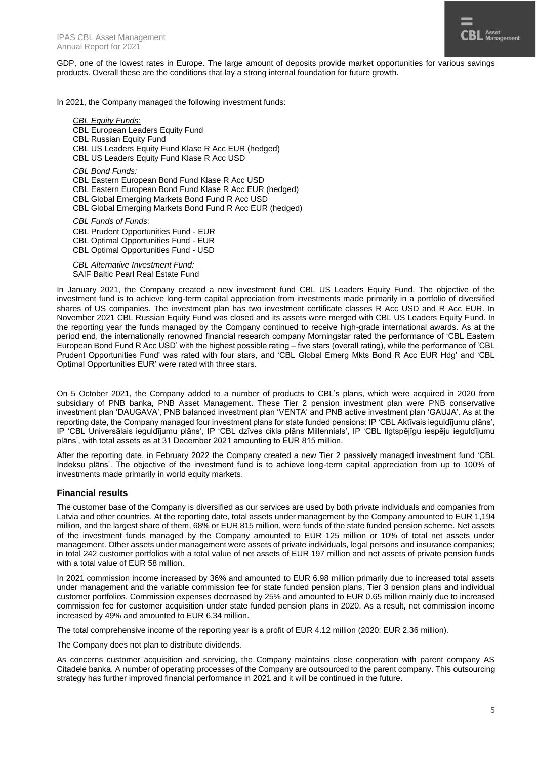GDP, one of the lowest rates in Europe. The large amount of deposits provide market opportunities for various savings products. Overall these are the conditions that lay a strong internal foundation for future growth.

In 2021, the Company managed the following investment funds:

*CBL Equity Funds:*
CBL European Leaders Equity Fund
CBL Russian Equity Fund
CBL US Leaders Equity Fund Klase R Acc EUR (hedged)
CBL US Leaders Equity Fund Klase R Acc USD

*CBL Bond Funds:*
CBL Eastern European Bond Fund Klase R Acc USD
CBL Eastern European Bond Fund Klase R Acc EUR (hedged)
CBL Global Emerging Markets Bond Fund R Acc USD
CBL Global Emerging Markets Bond Fund R Acc EUR (hedged)

*CBL Funds of Funds:*
CBL Prudent Opportunities Fund - EUR
CBL Optimal Opportunities Fund - EUR
CBL Optimal Opportunities Fund - USD

*CBL Alternative Investment Fund:*
SAIF Baltic Pearl Real Estate Fund

In January 2021, the Company created a new investment fund CBL US Leaders Equity Fund. The objective of the investment fund is to achieve long-term capital appreciation from investments made primarily in a portfolio of diversified shares of US companies. The investment plan has two investment certificate classes R Acc USD and R Acc EUR. In November 2021 CBL Russian Equity Fund was closed and its assets were merged with CBL US Leaders Equity Fund. In the reporting year the funds managed by the Company continued to receive high-grade international awards. As at the period end, the internationally renowned financial research company Morningstar rated the performance of 'CBL Eastern European Bond Fund R Acc USD' with the highest possible rating – five stars (overall rating), while the performance of 'CBL Prudent Opportunities Fund' was rated with four stars, and 'CBL Global Emerg Mkts Bond R Acc EUR Hdg' and 'CBL Optimal Opportunities EUR' were rated with three stars.

On 5 October 2021, the Company added to a number of products to CBL's plans, which were acquired in 2020 from subsidiary of PNB banka, PNB Asset Management. These Tier 2 pension investment plan were PNB conservative investment plan 'DAUGAVA', PNB balanced investment plan 'VENTA' and PNB active investment plan 'GAUJA'. As at the reporting date, the Company managed four investment plans for state funded pensions: IP 'CBL Aktīvais ieguldījumu plāns', IP 'CBL Universālais ieguldījumu plāns', IP 'CBL dzīves cikla plāns Millennials', IP 'CBL Ilgtspējīgu iespēju ieguldījumu plāns', with total assets as at 31 December 2021 amounting to EUR 815 million.

After the reporting date, in February 2022 the Company created a new Tier 2 passively managed investment fund 'CBL Indeksu plāns'. The objective of the investment fund is to achieve long-term capital appreciation from up to 100% of investments made primarily in world equity markets.

## Financial results

The customer base of the Company is diversified as our services are used by both private individuals and companies from Latvia and other countries. At the reporting date, total assets under management by the Company amounted to EUR 1,194 million, and the largest share of them, 68% or EUR 815 million, were funds of the state funded pension scheme. Net assets of the investment funds managed by the Company amounted to EUR 125 million or 10% of total net assets under management. Other assets under management were assets of private individuals, legal persons and insurance companies; in total 242 customer portfolios with a total value of net assets of EUR 197 million and net assets of private pension funds with a total value of EUR 58 million.

In 2021 commission income increased by 36% and amounted to EUR 6.98 million primarily due to increased total assets under management and the variable commission fee for state funded pension plans, Tier 3 pension plans and individual customer portfolios. Commission expenses decreased by 25% and amounted to EUR 0.65 million mainly due to increased commission fee for customer acquisition under state funded pension plans in 2020. As a result, net commission income increased by 49% and amounted to EUR 6.34 million.

The total comprehensive income of the reporting year is a profit of EUR 4.12 million (2020: EUR 2.36 million).

The Company does not plan to distribute dividends.

As concerns customer acquisition and servicing, the Company maintains close cooperation with parent company AS Citadele banka. A number of operating processes of the Company are outsourced to the parent company. This outsourcing strategy has further improved financial performance in 2021 and it will be continued in the future.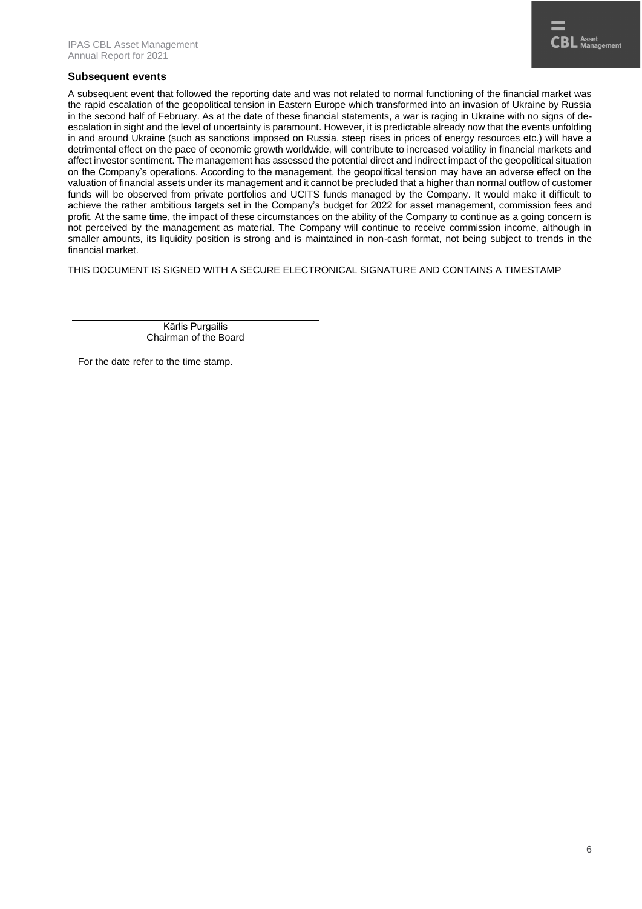## Subsequent events

A subsequent event that followed the reporting date and was not related to normal functioning of the financial market was the rapid escalation of the geopolitical tension in Eastern Europe which transformed into an invasion of Ukraine by Russia in the second half of February. As at the date of these financial statements, a war is raging in Ukraine with no signs of de-escalation in sight and the level of uncertainty is paramount. However, it is predictable already now that the events unfolding in and around Ukraine (such as sanctions imposed on Russia, steep rises in prices of energy resources etc.) will have a detrimental effect on the pace of economic growth worldwide, will contribute to increased volatility in financial markets and affect investor sentiment. The management has assessed the potential direct and indirect impact of the geopolitical situation on the Company's operations. According to the management, the geopolitical tension may have an adverse effect on the valuation of financial assets under its management and it cannot be precluded that a higher than normal outflow of customer funds will be observed from private portfolios and UCITS funds managed by the Company. It would make it difficult to achieve the rather ambitious targets set in the Company's budget for 2022 for asset management, commission fees and profit. At the same time, the impact of these circumstances on the ability of the Company to continue as a going concern is not perceived by the management as material. The Company will continue to receive commission income, although in smaller amounts, its liquidity position is strong and is maintained in non-cash format, not being subject to trends in the financial market.

THIS DOCUMENT IS SIGNED WITH A SECURE ELECTRONICAL SIGNATURE AND CONTAINS A TIMESTAMP

Kārlis Purgailis
Chairman of the Board

For the date refer to the time stamp.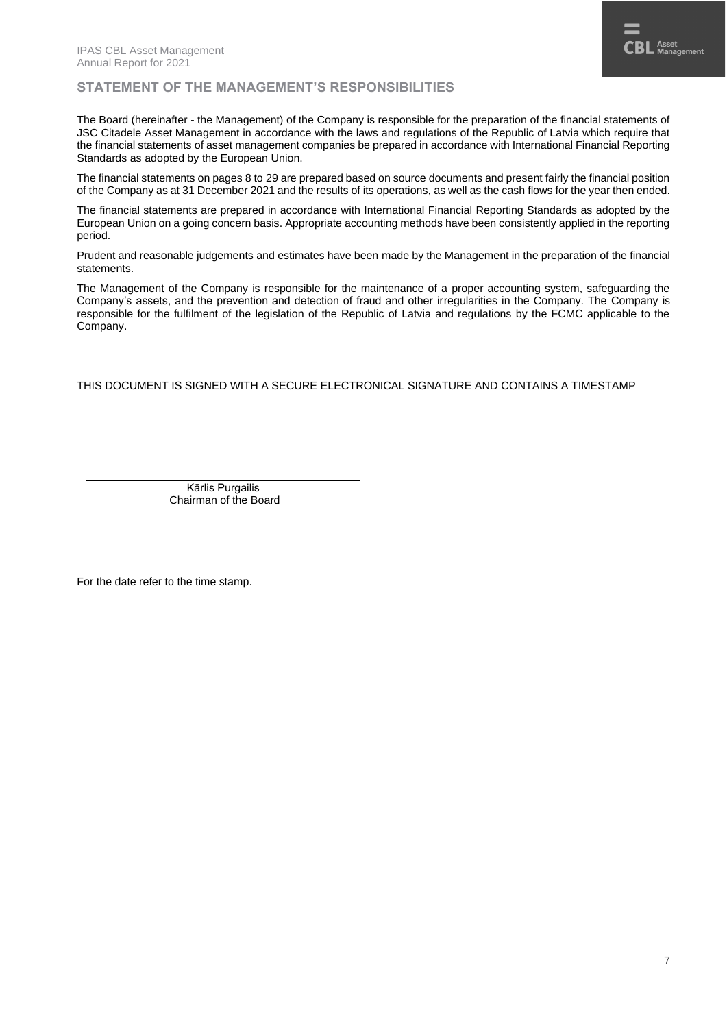## STATEMENT OF THE MANAGEMENT'S RESPONSIBILITIES

The Board (hereinafter - the Management) of the Company is responsible for the preparation of the financial statements of JSC Citadele Asset Management in accordance with the laws and regulations of the Republic of Latvia which require that the financial statements of asset management companies be prepared in accordance with International Financial Reporting Standards as adopted by the European Union.

The financial statements on pages 8 to 29 are prepared based on source documents and present fairly the financial position of the Company as at 31 December 2021 and the results of its operations, as well as the cash flows for the year then ended.

The financial statements are prepared in accordance with International Financial Reporting Standards as adopted by the European Union on a going concern basis. Appropriate accounting methods have been consistently applied in the reporting period.

Prudent and reasonable judgements and estimates have been made by the Management in the preparation of the financial statements.

The Management of the Company is responsible for the maintenance of a proper accounting system, safeguarding the Company's assets, and the prevention and detection of fraud and other irregularities in the Company. The Company is responsible for the fulfilment of the legislation of the Republic of Latvia and regulations by the FCMC applicable to the Company.

THIS DOCUMENT IS SIGNED WITH A SECURE ELECTRONICAL SIGNATURE AND CONTAINS A TIMESTAMP

Kārlis Purgailis
Chairman of the Board

For the date refer to the time stamp.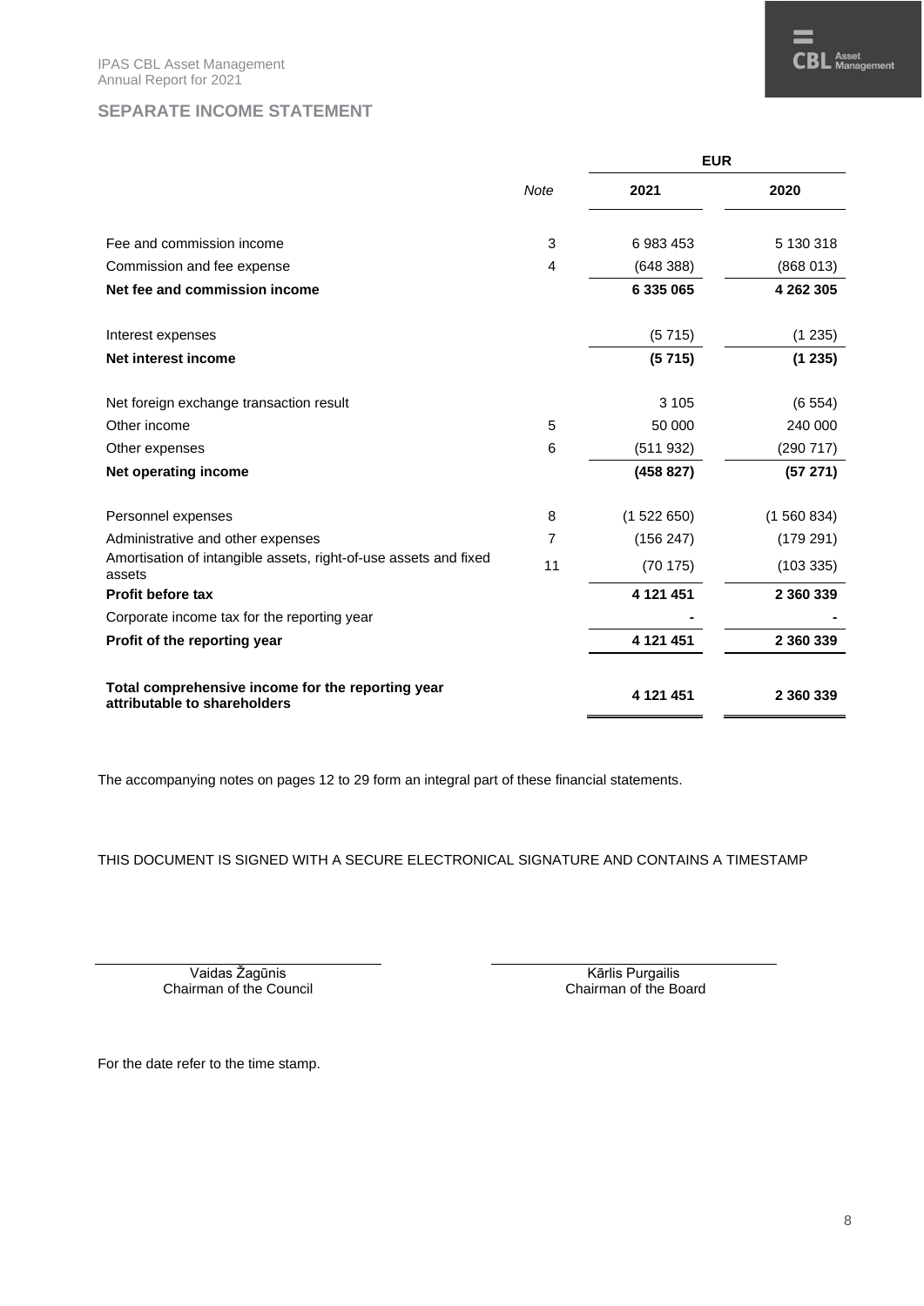## SEPARATE INCOME STATEMENT

| | Note | EUR 2021 | EUR 2020 |
|---|---|---|---|
| Fee and commission income | 3 | 6 983 453 | 5 130 318 |
| Commission and fee expense | 4 | (648 388) | (868 013) |
| **Net fee and commission income** | | **6 335 065** | **4 262 305** |
| Interest expenses | | (5 715) | (1 235) |
| **Net interest income** | | **(5 715)** | **(1 235)** |
| Net foreign exchange transaction result | | 3 105 | (6 554) |
| Other income | 5 | 50 000 | 240 000 |
| Other expenses | 6 | (511 932) | (290 717) |
| **Net operating income** | | **(458 827)** | **(57 271)** |
| Personnel expenses | 8 | (1 522 650) | (1 560 834) |
| Administrative and other expenses | 7 | (156 247) | (179 291) |
| Amortisation of intangible assets, right-of-use assets and fixed assets | 11 | (70 175) | (103 335) |
| **Profit before tax** | | **4 121 451** | **2 360 339** |
| Corporate income tax for the reporting year | | - | - |
| **Profit of the reporting year** | | **4 121 451** | **2 360 339** |
| **Total comprehensive income for the reporting year attributable to shareholders** | | **4 121 451** | **2 360 339** |

The accompanying notes on pages 12 to 29 form an integral part of these financial statements.

THIS DOCUMENT IS SIGNED WITH A SECURE ELECTRONICAL SIGNATURE AND CONTAINS A TIMESTAMP

Vaidas Žagūnis
Chairman of the Council

Kārlis Purgailis
Chairman of the Board

For the date refer to the time stamp.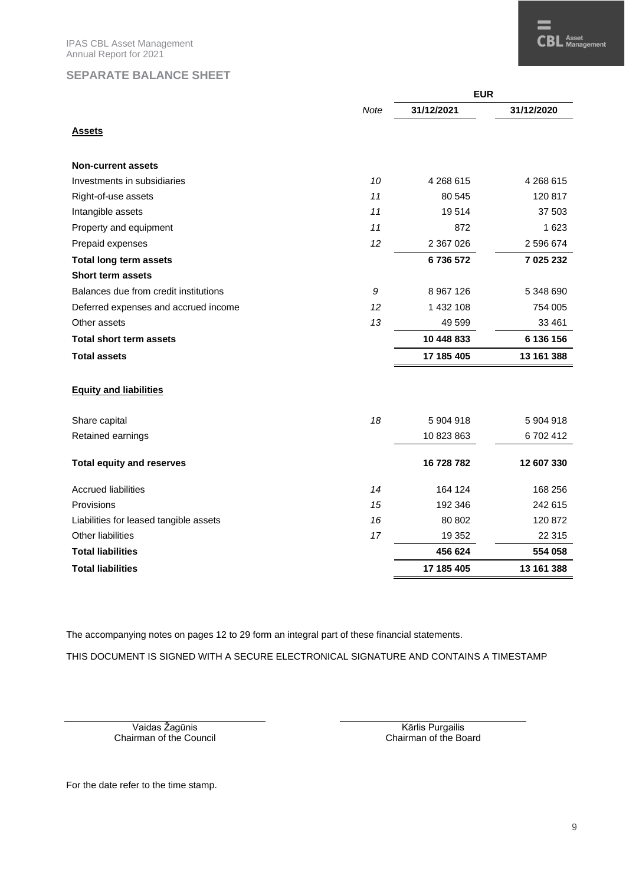## SEPARATE BALANCE SHEET

| | Note | EUR | |
|---|---|---|---|
| | | 31/12/2021 | 31/12/2020 |
| **Assets** | | | |
| **Non-current assets** | | | |
| Investments in subsidiaries | *10* | 4 268 615 | 4 268 615 |
| Right-of-use assets | *11* | 80 545 | 120 817 |
| Intangible assets | *11* | 19 514 | 37 503 |
| Property and equipment | *11* | 872 | 1 623 |
| Prepaid expenses | *12* | 2 367 026 | 2 596 674 |
| **Total long term assets** | | **6 736 572** | **7 025 232** |
| **Short term assets** | | | |
| Balances due from credit institutions | *9* | 8 967 126 | 5 348 690 |
| Deferred expenses and accrued income | *12* | 1 432 108 | 754 005 |
| Other assets | *13* | 49 599 | 33 461 |
| **Total short term assets** | | **10 448 833** | **6 136 156** |
| **Total assets** | | **17 185 405** | **13 161 388** |
| **Equity and liabilities** | | | |
| Share capital | *18* | 5 904 918 | 5 904 918 |
| Retained earnings | | 10 823 863 | 6 702 412 |
| **Total equity and reserves** | | **16 728 782** | **12 607 330** |
| Accrued liabilities | *14* | 164 124 | 168 256 |
| Provisions | *15* | 192 346 | 242 615 |
| Liabilities for leased tangible assets | *16* | 80 802 | 120 872 |
| Other liabilities | *17* | 19 352 | 22 315 |
| **Total liabilities** | | **456 624** | **554 058** |
| **Total liabilities** | | **17 185 405** | **13 161 388** |

The accompanying notes on pages 12 to 29 form an integral part of these financial statements.

THIS DOCUMENT IS SIGNED WITH A SECURE ELECTRONICAL SIGNATURE AND CONTAINS A TIMESTAMP

Vaidas Žagūnis
Chairman of the Council

Kārlis Purgailis
Chairman of the Board

For the date refer to the time stamp.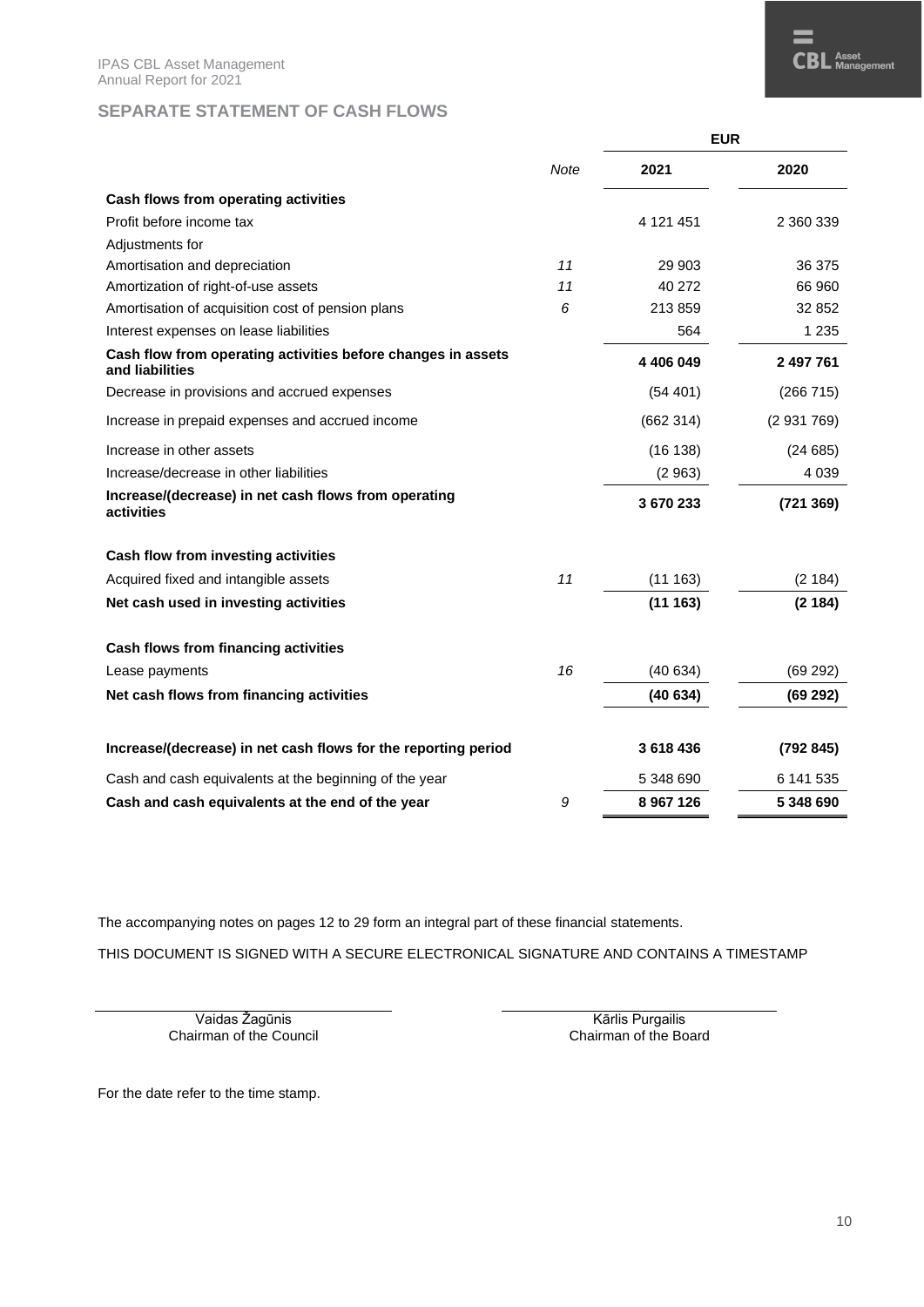## SEPARATE STATEMENT OF CASH FLOWS

| | *Note* | EUR 2021 | EUR 2020 |
|---|---|---|---|
| **Cash flows from operating activities** | | | |
| Profit before income tax | | 4 121 451 | 2 360 339 |
| Adjustments for | | | |
| Amortisation and depreciation | *11* | 29 903 | 36 375 |
| Amortization of right-of-use assets | *11* | 40 272 | 66 960 |
| Amortisation of acquisition cost of pension plans | *6* | 213 859 | 32 852 |
| Interest expenses on lease liabilities | | 564 | 1 235 |
| **Cash flow from operating activities before changes in assets and liabilities** | | **4 406 049** | **2 497 761** |
| Decrease in provisions and accrued expenses | | (54 401) | (266 715) |
| Increase in prepaid expenses and accrued income | | (662 314) | (2 931 769) |
| Increase in other assets | | (16 138) | (24 685) |
| Increase/decrease in other liabilities | | (2 963) | 4 039 |
| **Increase/(decrease) in net cash flows from operating activities** | | **3 670 233** | **(721 369)** |
| | | | |
| **Cash flow from investing activities** | | | |
| Acquired fixed and intangible assets | *11* | (11 163) | (2 184) |
| **Net cash used in investing activities** | | **(11 163)** | **(2 184)** |
| | | | |
| **Cash flows from financing activities** | | | |
| Lease payments | *16* | (40 634) | (69 292) |
| **Net cash flows from financing activities** | | **(40 634)** | **(69 292)** |
| | | | |
| **Increase/(decrease) in net cash flows for the reporting period** | | **3 618 436** | **(792 845)** |
| Cash and cash equivalents at the beginning of the year | | 5 348 690 | 6 141 535 |
| **Cash and cash equivalents at the end of the year** | *9* | **8 967 126** | **5 348 690** |

The accompanying notes on pages 12 to 29 form an integral part of these financial statements.

THIS DOCUMENT IS SIGNED WITH A SECURE ELECTRONICAL SIGNATURE AND CONTAINS A TIMESTAMP

Vaidas Žagūnis
Chairman of the Council

Kārlis Purgailis
Chairman of the Board

For the date refer to the time stamp.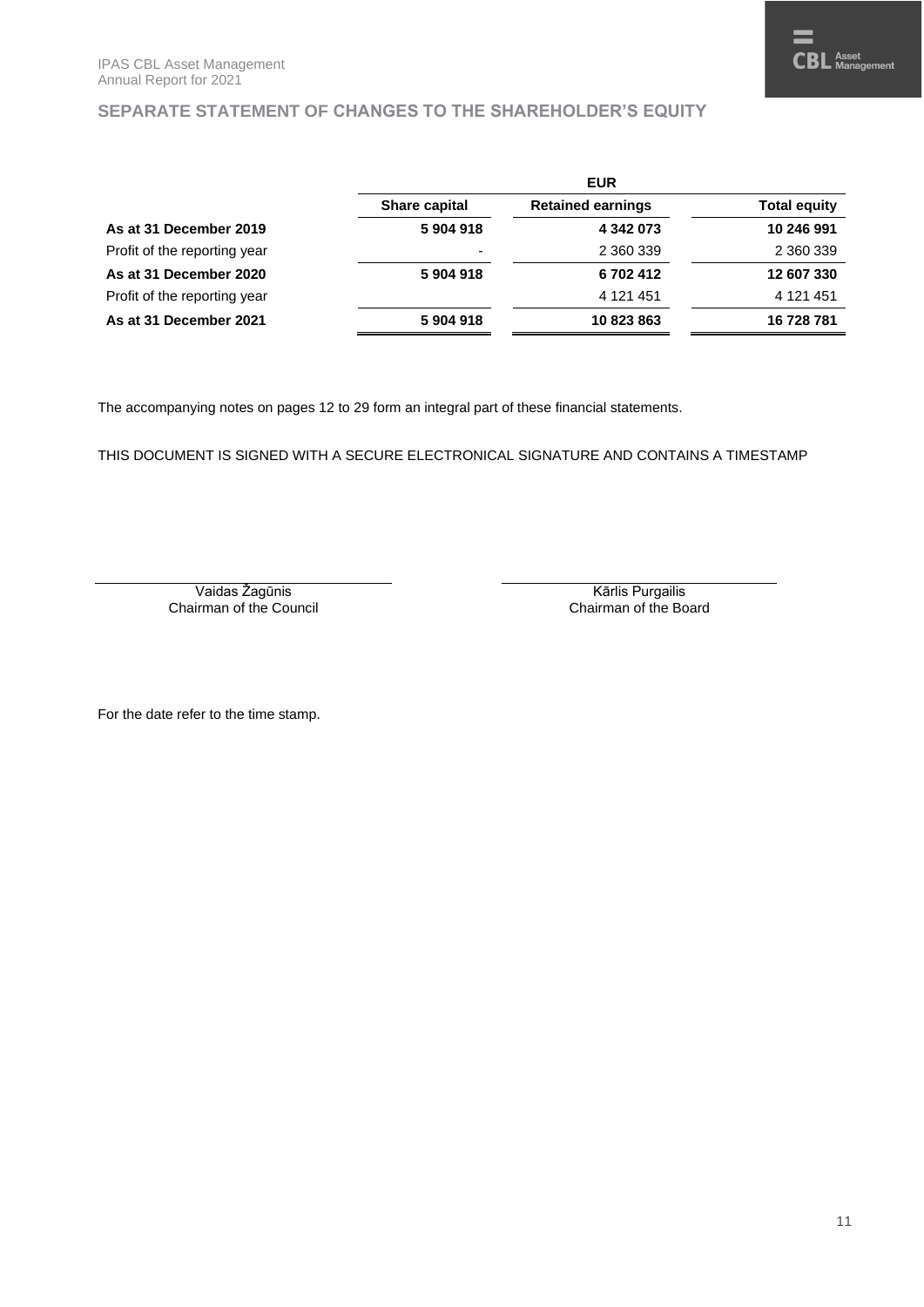## SEPARATE STATEMENT OF CHANGES TO THE SHAREHOLDER'S EQUITY

| | EUR | | |
|---|---|---|---|
| | **Share capital** | **Retained earnings** | **Total equity** |
| **As at 31 December 2019** | **5 904 918** | **4 342 073** | **10 246 991** |
| Profit of the reporting year | - | 2 360 339 | 2 360 339 |
| **As at 31 December 2020** | **5 904 918** | **6 702 412** | **12 607 330** |
| Profit of the reporting year | | 4 121 451 | 4 121 451 |
| **As at 31 December 2021** | **5 904 918** | **10 823 863** | **16 728 781** |

The accompanying notes on pages 12 to 29 form an integral part of these financial statements.

THIS DOCUMENT IS SIGNED WITH A SECURE ELECTRONICAL SIGNATURE AND CONTAINS A TIMESTAMP

Vaidas Žagūnis
Chairman of the Council

Kārlis Purgailis
Chairman of the Board

For the date refer to the time stamp.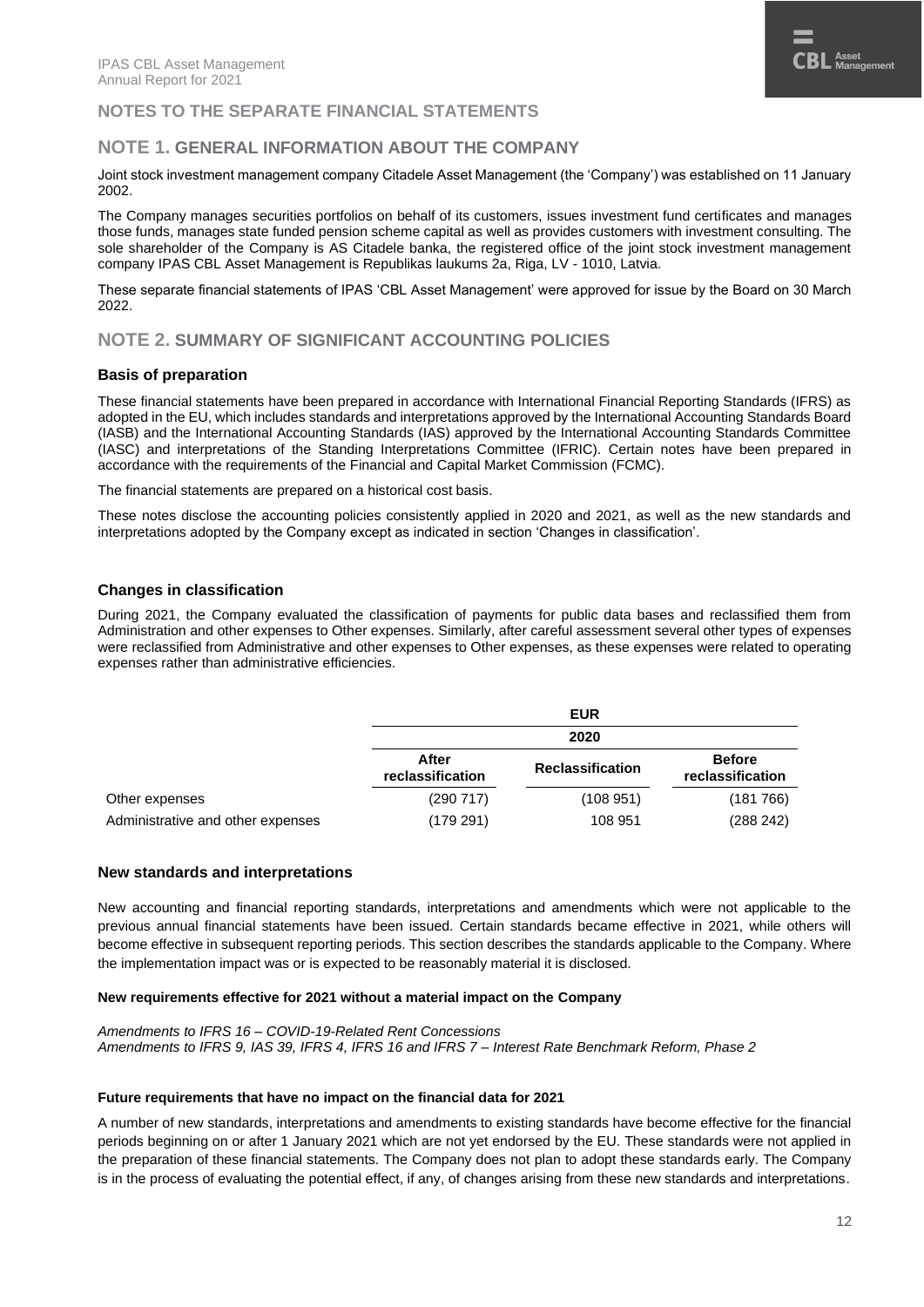# NOTES TO THE SEPARATE FINANCIAL STATEMENTS

## NOTE 1. GENERAL INFORMATION ABOUT THE COMPANY

Joint stock investment management company Citadele Asset Management (the 'Company') was established on 11 January 2002.

The Company manages securities portfolios on behalf of its customers, issues investment fund certificates and manages those funds, manages state funded pension scheme capital as well as provides customers with investment consulting. The sole shareholder of the Company is AS Citadele banka, the registered office of the joint stock investment management company IPAS CBL Asset Management is Republikas laukums 2a, Riga, LV - 1010, Latvia.

These separate financial statements of IPAS 'CBL Asset Management' were approved for issue by the Board on 30 March 2022.

## NOTE 2. SUMMARY OF SIGNIFICANT ACCOUNTING POLICIES

### Basis of preparation

These financial statements have been prepared in accordance with International Financial Reporting Standards (IFRS) as adopted in the EU, which includes standards and interpretations approved by the International Accounting Standards Board (IASB) and the International Accounting Standards (IAS) approved by the International Accounting Standards Committee (IASC) and interpretations of the Standing Interpretations Committee (IFRIC). Certain notes have been prepared in accordance with the requirements of the Financial and Capital Market Commission (FCMC).

The financial statements are prepared on a historical cost basis.

These notes disclose the accounting policies consistently applied in 2020 and 2021, as well as the new standards and interpretations adopted by the Company except as indicated in section 'Changes in classification'.

### Changes in classification

During 2021, the Company evaluated the classification of payments for public data bases and reclassified them from Administration and other expenses to Other expenses. Similarly, after careful assessment several other types of expenses were reclassified from Administrative and other expenses to Other expenses, as these expenses were related to operating expenses rather than administrative efficiencies.

| | EUR | | |
|---|---|---|---|
| | 2020 | | |
| | After reclassification | Reclassification | Before reclassification |
| Other expenses | (290 717) | (108 951) | (181 766) |
| Administrative and other expenses | (179 291) | 108 951 | (288 242) |

### New standards and interpretations

New accounting and financial reporting standards, interpretations and amendments which were not applicable to the previous annual financial statements have been issued. Certain standards became effective in 2021, while others will become effective in subsequent reporting periods. This section describes the standards applicable to the Company. Where the implementation impact was or is expected to be reasonably material it is disclosed.

#### New requirements effective for 2021 without a material impact on the Company

*Amendments to IFRS 16 – COVID-19-Related Rent Concessions*
*Amendments to IFRS 9, IAS 39, IFRS 4, IFRS 16 and IFRS 7 – Interest Rate Benchmark Reform, Phase 2*

#### Future requirements that have no impact on the financial data for 2021

A number of new standards, interpretations and amendments to existing standards have become effective for the financial periods beginning on or after 1 January 2021 which are not yet endorsed by the EU. These standards were not applied in the preparation of these financial statements. The Company does not plan to adopt these standards early. The Company is in the process of evaluating the potential effect, if any, of changes arising from these new standards and interpretations.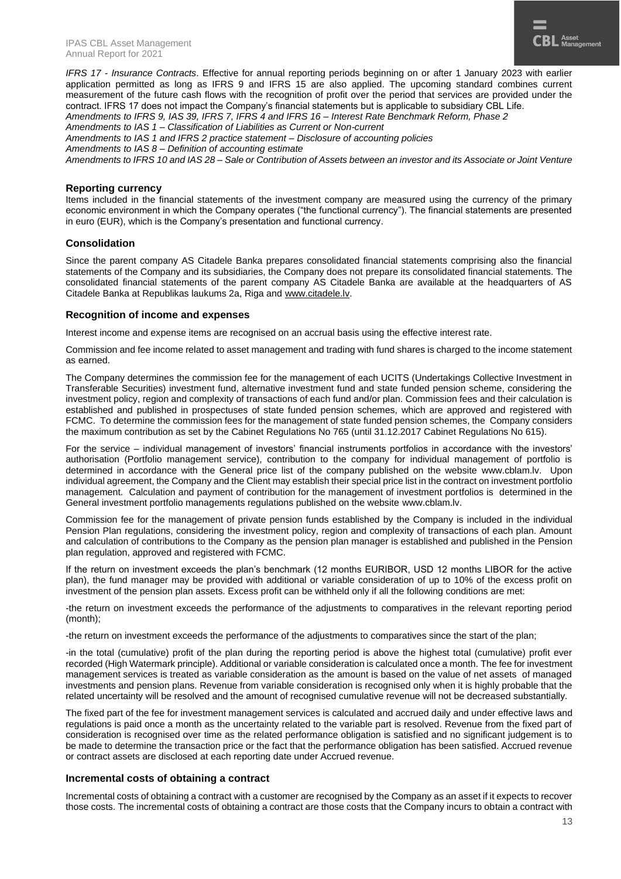*IFRS 17 - Insurance Contracts*. Effective for annual reporting periods beginning on or after 1 January 2023 with earlier application permitted as long as IFRS 9 and IFRS 15 are also applied. The upcoming standard combines current measurement of the future cash flows with the recognition of profit over the period that services are provided under the contract. IFRS 17 does not impact the Company's financial statements but is applicable to subsidiary CBL Life.

*Amendments to IFRS 9, IAS 39, IFRS 7, IFRS 4 and IFRS 16 – Interest Rate Benchmark Reform, Phase 2*

*Amendments to IAS 1 – Classification of Liabilities as Current or Non-current*

*Amendments to IAS 1 and IFRS 2 practice statement – Disclosure of accounting policies*

*Amendments to IAS 8 – Definition of accounting estimate*

*Amendments to IFRS 10 and IAS 28 – Sale or Contribution of Assets between an investor and its Associate or Joint Venture*

## Reporting currency

Items included in the financial statements of the investment company are measured using the currency of the primary economic environment in which the Company operates ("the functional currency"). The financial statements are presented in euro (EUR), which is the Company's presentation and functional currency.

## Consolidation

Since the parent company AS Citadele Banka prepares consolidated financial statements comprising also the financial statements of the Company and its subsidiaries, the Company does not prepare its consolidated financial statements. The consolidated financial statements of the parent company AS Citadele Banka are available at the headquarters of AS Citadele Banka at Republikas laukums 2a, Riga and www.citadele.lv.

## Recognition of income and expenses

Interest income and expense items are recognised on an accrual basis using the effective interest rate.

Commission and fee income related to asset management and trading with fund shares is charged to the income statement as earned.

The Company determines the commission fee for the management of each UCITS (Undertakings Collective Investment in Transferable Securities) investment fund, alternative investment fund and state funded pension scheme, considering the investment policy, region and complexity of transactions of each fund and/or plan. Commission fees and their calculation is established and published in prospectuses of state funded pension schemes, which are approved and registered with FCMC. To determine the commission fees for the management of state funded pension schemes, the Company considers the maximum contribution as set by the Cabinet Regulations No 765 (until 31.12.2017 Cabinet Regulations No 615).

For the service – individual management of investors' financial instruments portfolios in accordance with the investors' authorisation (Portfolio management service), contribution to the company for individual management of portfolio is determined in accordance with the General price list of the company published on the website www.cblam.lv. Upon individual agreement, the Company and the Client may establish their special price list in the contract on investment portfolio management. Calculation and payment of contribution for the management of investment portfolios is determined in the General investment portfolio managements regulations published on the website www.cblam.lv.

Commission fee for the management of private pension funds established by the Company is included in the individual Pension Plan regulations, considering the investment policy, region and complexity of transactions of each plan. Amount and calculation of contributions to the Company as the pension plan manager is established and published in the Pension plan regulation, approved and registered with FCMC.

If the return on investment exceeds the plan's benchmark (12 months EURIBOR, USD 12 months LIBOR for the active plan), the fund manager may be provided with additional or variable consideration of up to 10% of the excess profit on investment of the pension plan assets. Excess profit can be withheld only if all the following conditions are met:

-the return on investment exceeds the performance of the adjustments to comparatives in the relevant reporting period (month);

-the return on investment exceeds the performance of the adjustments to comparatives since the start of the plan;

-in the total (cumulative) profit of the plan during the reporting period is above the highest total (cumulative) profit ever recorded (High Watermark principle). Additional or variable consideration is calculated once a month. The fee for investment management services is treated as variable consideration as the amount is based on the value of net assets of managed investments and pension plans. Revenue from variable consideration is recognised only when it is highly probable that the related uncertainty will be resolved and the amount of recognised cumulative revenue will not be decreased substantially.

The fixed part of the fee for investment management services is calculated and accrued daily and under effective laws and regulations is paid once a month as the uncertainty related to the variable part is resolved. Revenue from the fixed part of consideration is recognised over time as the related performance obligation is satisfied and no significant judgement is to be made to determine the transaction price or the fact that the performance obligation has been satisfied. Accrued revenue or contract assets are disclosed at each reporting date under Accrued revenue.

## Incremental costs of obtaining a contract

Incremental costs of obtaining a contract with a customer are recognised by the Company as an asset if it expects to recover those costs. The incremental costs of obtaining a contract are those costs that the Company incurs to obtain a contract with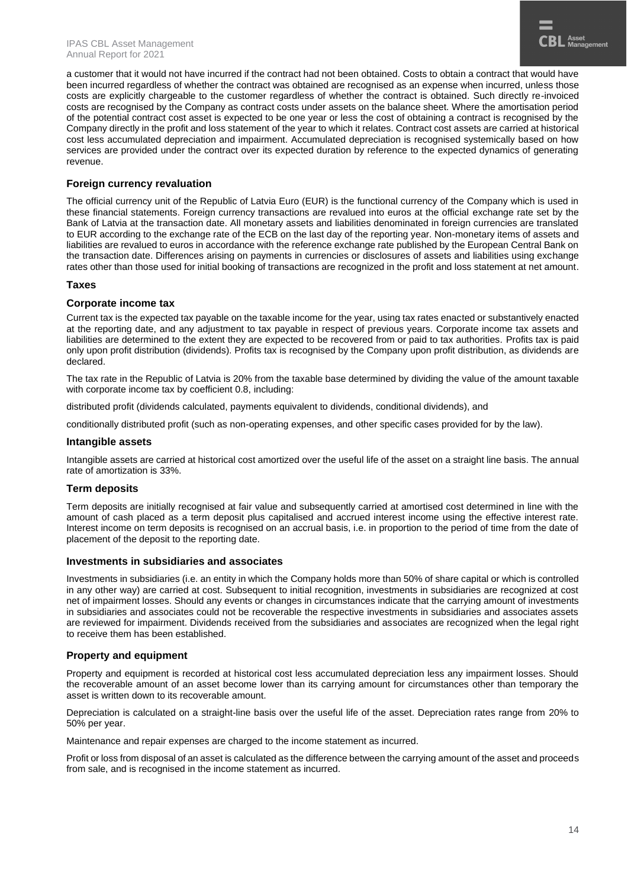a customer that it would not have incurred if the contract had not been obtained. Costs to obtain a contract that would have been incurred regardless of whether the contract was obtained are recognised as an expense when incurred, unless those costs are explicitly chargeable to the customer regardless of whether the contract is obtained. Such directly re-invoiced costs are recognised by the Company as contract costs under assets on the balance sheet. Where the amortisation period of the potential contract cost asset is expected to be one year or less the cost of obtaining a contract is recognised by the Company directly in the profit and loss statement of the year to which it relates. Contract cost assets are carried at historical cost less accumulated depreciation and impairment. Accumulated depreciation is recognised systemically based on how services are provided under the contract over its expected duration by reference to the expected dynamics of generating revenue.

### Foreign currency revaluation

The official currency unit of the Republic of Latvia Euro (EUR) is the functional currency of the Company which is used in these financial statements. Foreign currency transactions are revalued into euros at the official exchange rate set by the Bank of Latvia at the transaction date. All monetary assets and liabilities denominated in foreign currencies are translated to EUR according to the exchange rate of the ECB on the last day of the reporting year. Non-monetary items of assets and liabilities are revalued to euros in accordance with the reference exchange rate published by the European Central Bank on the transaction date. Differences arising on payments in currencies or disclosures of assets and liabilities using exchange rates other than those used for initial booking of transactions are recognized in the profit and loss statement at net amount.

### Taxes

### Corporate income tax

Current tax is the expected tax payable on the taxable income for the year, using tax rates enacted or substantively enacted at the reporting date, and any adjustment to tax payable in respect of previous years. Corporate income tax assets and liabilities are determined to the extent they are expected to be recovered from or paid to tax authorities. Profits tax is paid only upon profit distribution (dividends). Profits tax is recognised by the Company upon profit distribution, as dividends are declared.

The tax rate in the Republic of Latvia is 20% from the taxable base determined by dividing the value of the amount taxable with corporate income tax by coefficient 0.8, including:

distributed profit (dividends calculated, payments equivalent to dividends, conditional dividends), and

conditionally distributed profit (such as non-operating expenses, and other specific cases provided for by the law).

### Intangible assets

Intangible assets are carried at historical cost amortized over the useful life of the asset on a straight line basis. The annual rate of amortization is 33%.

### Term deposits

Term deposits are initially recognised at fair value and subsequently carried at amortised cost determined in line with the amount of cash placed as a term deposit plus capitalised and accrued interest income using the effective interest rate. Interest income on term deposits is recognised on an accrual basis, i.e. in proportion to the period of time from the date of placement of the deposit to the reporting date.

### Investments in subsidiaries and associates

Investments in subsidiaries (i.e. an entity in which the Company holds more than 50% of share capital or which is controlled in any other way) are carried at cost. Subsequent to initial recognition, investments in subsidiaries are recognized at cost net of impairment losses. Should any events or changes in circumstances indicate that the carrying amount of investments in subsidiaries and associates could not be recoverable the respective investments in subsidiaries and associates assets are reviewed for impairment. Dividends received from the subsidiaries and associates are recognized when the legal right to receive them has been established.

### Property and equipment

Property and equipment is recorded at historical cost less accumulated depreciation less any impairment losses. Should the recoverable amount of an asset become lower than its carrying amount for circumstances other than temporary the asset is written down to its recoverable amount.

Depreciation is calculated on a straight-line basis over the useful life of the asset. Depreciation rates range from 20% to 50% per year.

Maintenance and repair expenses are charged to the income statement as incurred.

Profit or loss from disposal of an asset is calculated as the difference between the carrying amount of the asset and proceeds from sale, and is recognised in the income statement as incurred.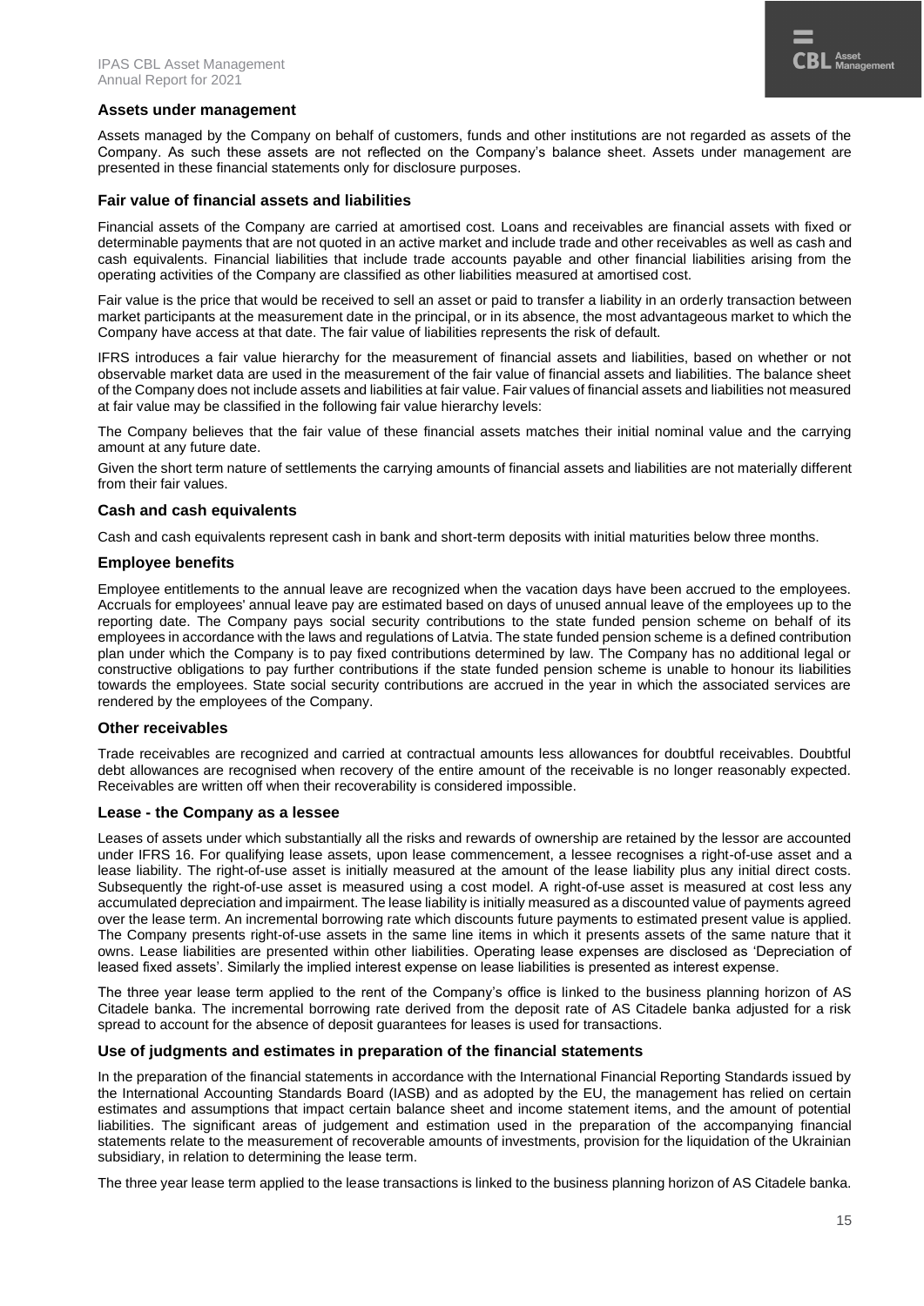### Assets under management

Assets managed by the Company on behalf of customers, funds and other institutions are not regarded as assets of the Company. As such these assets are not reflected on the Company's balance sheet. Assets under management are presented in these financial statements only for disclosure purposes.

### Fair value of financial assets and liabilities

Financial assets of the Company are carried at amortised cost. Loans and receivables are financial assets with fixed or determinable payments that are not quoted in an active market and include trade and other receivables as well as cash and cash equivalents. Financial liabilities that include trade accounts payable and other financial liabilities arising from the operating activities of the Company are classified as other liabilities measured at amortised cost.

Fair value is the price that would be received to sell an asset or paid to transfer a liability in an orderly transaction between market participants at the measurement date in the principal, or in its absence, the most advantageous market to which the Company have access at that date. The fair value of liabilities represents the risk of default.

IFRS introduces a fair value hierarchy for the measurement of financial assets and liabilities, based on whether or not observable market data are used in the measurement of the fair value of financial assets and liabilities. The balance sheet of the Company does not include assets and liabilities at fair value. Fair values of financial assets and liabilities not measured at fair value may be classified in the following fair value hierarchy levels:

The Company believes that the fair value of these financial assets matches their initial nominal value and the carrying amount at any future date.

Given the short term nature of settlements the carrying amounts of financial assets and liabilities are not materially different from their fair values.

### Cash and cash equivalents

Cash and cash equivalents represent cash in bank and short-term deposits with initial maturities below three months.

### Employee benefits

Employee entitlements to the annual leave are recognized when the vacation days have been accrued to the employees. Accruals for employees' annual leave pay are estimated based on days of unused annual leave of the employees up to the reporting date. The Company pays social security contributions to the state funded pension scheme on behalf of its employees in accordance with the laws and regulations of Latvia. The state funded pension scheme is a defined contribution plan under which the Company is to pay fixed contributions determined by law. The Company has no additional legal or constructive obligations to pay further contributions if the state funded pension scheme is unable to honour its liabilities towards the employees. State social security contributions are accrued in the year in which the associated services are rendered by the employees of the Company.

### Other receivables

Trade receivables are recognized and carried at contractual amounts less allowances for doubtful receivables. Doubtful debt allowances are recognised when recovery of the entire amount of the receivable is no longer reasonably expected. Receivables are written off when their recoverability is considered impossible.

### Lease - the Company as a lessee

Leases of assets under which substantially all the risks and rewards of ownership are retained by the lessor are accounted under IFRS 16. For qualifying lease assets, upon lease commencement, a lessee recognises a right-of-use asset and a lease liability. The right-of-use asset is initially measured at the amount of the lease liability plus any initial direct costs. Subsequently the right-of-use asset is measured using a cost model. A right-of-use asset is measured at cost less any accumulated depreciation and impairment. The lease liability is initially measured as a discounted value of payments agreed over the lease term. An incremental borrowing rate which discounts future payments to estimated present value is applied. The Company presents right-of-use assets in the same line items in which it presents assets of the same nature that it owns. Lease liabilities are presented within other liabilities. Operating lease expenses are disclosed as 'Depreciation of leased fixed assets'. Similarly the implied interest expense on lease liabilities is presented as interest expense.

The three year lease term applied to the rent of the Company's office is linked to the business planning horizon of AS Citadele banka. The incremental borrowing rate derived from the deposit rate of AS Citadele banka adjusted for a risk spread to account for the absence of deposit guarantees for leases is used for transactions.

### Use of judgments and estimates in preparation of the financial statements

In the preparation of the financial statements in accordance with the International Financial Reporting Standards issued by the International Accounting Standards Board (IASB) and as adopted by the EU, the management has relied on certain estimates and assumptions that impact certain balance sheet and income statement items, and the amount of potential liabilities. The significant areas of judgement and estimation used in the preparation of the accompanying financial statements relate to the measurement of recoverable amounts of investments, provision for the liquidation of the Ukrainian subsidiary, in relation to determining the lease term.

The three year lease term applied to the lease transactions is linked to the business planning horizon of AS Citadele banka.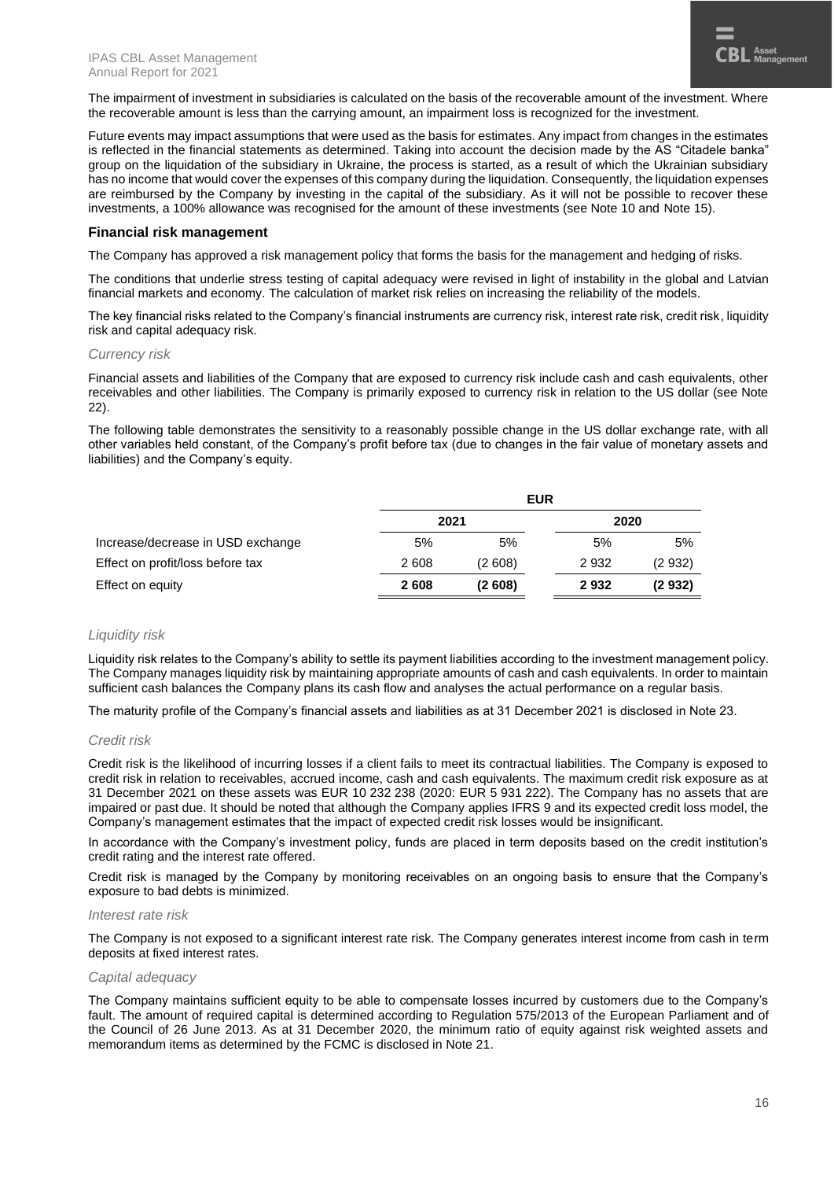The impairment of investment in subsidiaries is calculated on the basis of the recoverable amount of the investment. Where the recoverable amount is less than the carrying amount, an impairment loss is recognized for the investment.

Future events may impact assumptions that were used as the basis for estimates. Any impact from changes in the estimates is reflected in the financial statements as determined. Taking into account the decision made by the AS "Citadele banka" group on the liquidation of the subsidiary in Ukraine, the process is started, as a result of which the Ukrainian subsidiary has no income that would cover the expenses of this company during the liquidation. Consequently, the liquidation expenses are reimbursed by the Company by investing in the capital of the subsidiary. As it will not be possible to recover these investments, a 100% allowance was recognised for the amount of these investments (see Note 10 and Note 15).

### Financial risk management

The Company has approved a risk management policy that forms the basis for the management and hedging of risks.

The conditions that underlie stress testing of capital adequacy were revised in light of instability in the global and Latvian financial markets and economy. The calculation of market risk relies on increasing the reliability of the models.

The key financial risks related to the Company's financial instruments are currency risk, interest rate risk, credit risk, liquidity risk and capital adequacy risk.

*Currency risk*

Financial assets and liabilities of the Company that are exposed to currency risk include cash and cash equivalents, other receivables and other liabilities. The Company is primarily exposed to currency risk in relation to the US dollar (see Note 22).

The following table demonstrates the sensitivity to a reasonably possible change in the US dollar exchange rate, with all other variables held constant, of the Company's profit before tax (due to changes in the fair value of monetary assets and liabilities) and the Company's equity.

| | EUR | | | |
|---|---|---|---|---|
| | 2021 | | 2020 | |
| Increase/decrease in USD exchange | 5% | 5% | 5% | 5% |
| Effect on profit/loss before tax | 2 608 | (2 608) | 2 932 | (2 932) |
| Effect on equity | **2 608** | **(2 608)** | **2 932** | **(2 932)** |

*Liquidity risk*

Liquidity risk relates to the Company's ability to settle its payment liabilities according to the investment management policy. The Company manages liquidity risk by maintaining appropriate amounts of cash and cash equivalents. In order to maintain sufficient cash balances the Company plans its cash flow and analyses the actual performance on a regular basis.

The maturity profile of the Company's financial assets and liabilities as at 31 December 2021 is disclosed in Note 23.

*Credit risk*

Credit risk is the likelihood of incurring losses if a client fails to meet its contractual liabilities. The Company is exposed to credit risk in relation to receivables, accrued income, cash and cash equivalents. The maximum credit risk exposure as at 31 December 2021 on these assets was EUR 10 232 238 (2020: EUR 5 931 222). The Company has no assets that are impaired or past due. It should be noted that although the Company applies IFRS 9 and its expected credit loss model, the Company's management estimates that the impact of expected credit risk losses would be insignificant.

In accordance with the Company's investment policy, funds are placed in term deposits based on the credit institution's credit rating and the interest rate offered.

Credit risk is managed by the Company by monitoring receivables on an ongoing basis to ensure that the Company's exposure to bad debts is minimized.

*Interest rate risk*

The Company is not exposed to a significant interest rate risk. The Company generates interest income from cash in term deposits at fixed interest rates.

*Capital adequacy*

The Company maintains sufficient equity to be able to compensate losses incurred by customers due to the Company's fault. The amount of required capital is determined according to Regulation 575/2013 of the European Parliament and of the Council of 26 June 2013. As at 31 December 2020, the minimum ratio of equity against risk weighted assets and memorandum items as determined by the FCMC is disclosed in Note 21.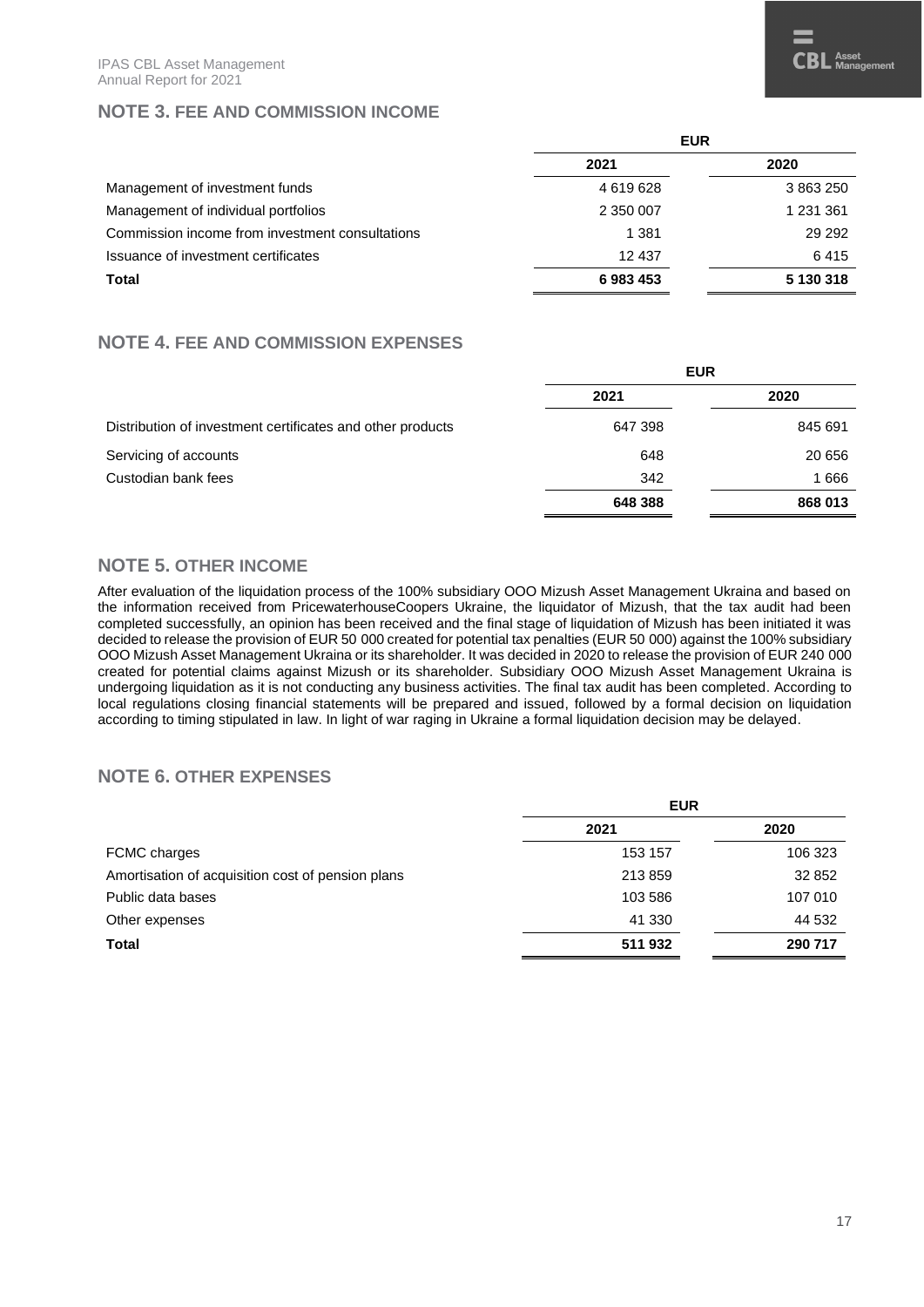## NOTE 3. FEE AND COMMISSION INCOME

| | EUR | |
|---|---|---|
| | 2021 | 2020 |
| Management of investment funds | 4 619 628 | 3 863 250 |
| Management of individual portfolios | 2 350 007 | 1 231 361 |
| Commission income from investment consultations | 1 381 | 29 292 |
| Issuance of investment certificates | 12 437 | 6 415 |
| **Total** | **6 983 453** | **5 130 318** |

## NOTE 4. FEE AND COMMISSION EXPENSES

| | EUR | |
|---|---|---|
| | 2021 | 2020 |
| Distribution of investment certificates and other products | 647 398 | 845 691 |
| Servicing of accounts | 648 | 20 656 |
| Custodian bank fees | 342 | 1 666 |
| | **648 388** | **868 013** |

## NOTE 5. OTHER INCOME

After evaluation of the liquidation process of the 100% subsidiary OOO Mizush Asset Management Ukraina and based on the information received from PricewaterhouseCoopers Ukraine, the liquidator of Mizush, that the tax audit had been completed successfully, an opinion has been received and the final stage of liquidation of Mizush has been initiated it was decided to release the provision of EUR 50 000 created for potential tax penalties (EUR 50 000) against the 100% subsidiary OOO Mizush Asset Management Ukraina or its shareholder. It was decided in 2020 to release the provision of EUR 240 000 created for potential claims against Mizush or its shareholder. Subsidiary OOO Mizush Asset Management Ukraina is undergoing liquidation as it is not conducting any business activities. The final tax audit has been completed. According to local regulations closing financial statements will be prepared and issued, followed by a formal decision on liquidation according to timing stipulated in law. In light of war raging in Ukraine a formal liquidation decision may be delayed.

## NOTE 6. OTHER EXPENSES

| | EUR | |
|---|---|---|
| | 2021 | 2020 |
| FCMC charges | 153 157 | 106 323 |
| Amortisation of acquisition cost of pension plans | 213 859 | 32 852 |
| Public data bases | 103 586 | 107 010 |
| Other expenses | 41 330 | 44 532 |
| **Total** | **511 932** | **290 717** |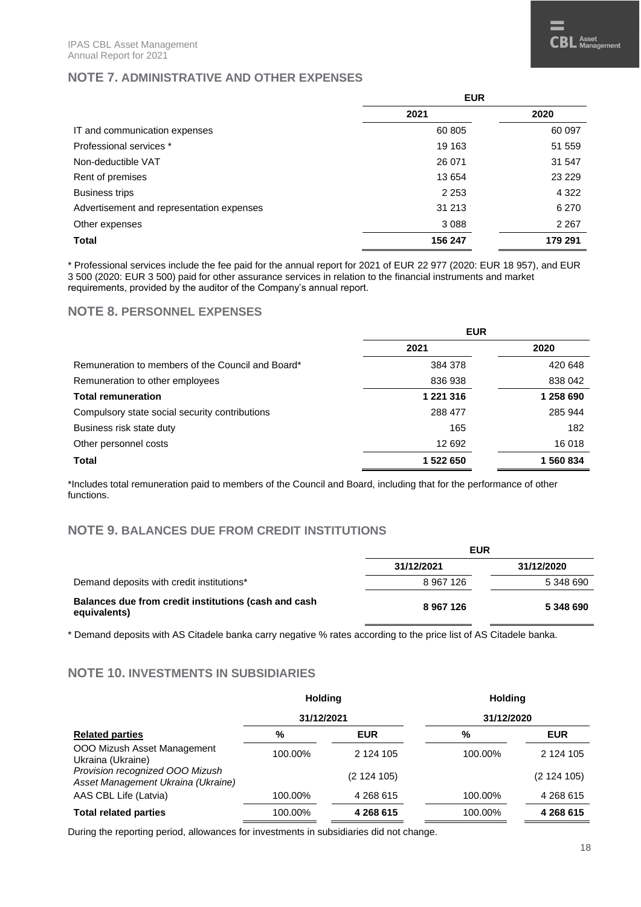## NOTE 7. ADMINISTRATIVE AND OTHER EXPENSES

| | EUR | |
|---|---|---|
| | 2021 | 2020 |
| IT and communication expenses | 60 805 | 60 097 |
| Professional services * | 19 163 | 51 559 |
| Non-deductible VAT | 26 071 | 31 547 |
| Rent of premises | 13 654 | 23 229 |
| Business trips | 2 253 | 4 322 |
| Advertisement and representation expenses | 31 213 | 6 270 |
| Other expenses | 3 088 | 2 267 |
| **Total** | **156 247** | **179 291** |

* Professional services include the fee paid for the annual report for 2021 of EUR 22 977 (2020: EUR 18 957), and EUR 3 500 (2020: EUR 3 500) paid for other assurance services in relation to the financial instruments and market requirements, provided by the auditor of the Company's annual report.

## NOTE 8. PERSONNEL EXPENSES

| | EUR | |
|---|---|---|
| | 2021 | 2020 |
| Remuneration to members of the Council and Board* | 384 378 | 420 648 |
| Remuneration to other employees | 836 938 | 838 042 |
| **Total remuneration** | **1 221 316** | **1 258 690** |
| Compulsory state social security contributions | 288 477 | 285 944 |
| Business risk state duty | 165 | 182 |
| Other personnel costs | 12 692 | 16 018 |
| **Total** | **1 522 650** | **1 560 834** |

*Includes total remuneration paid to members of the Council and Board, including that for the performance of other functions.

## NOTE 9. BALANCES DUE FROM CREDIT INSTITUTIONS

| | EUR | |
|---|---|---|
| | 31/12/2021 | 31/12/2020 |
| Demand deposits with credit institutions* | 8 967 126 | 5 348 690 |
| **Balances due from credit institutions (cash and cash equivalents)** | **8 967 126** | **5 348 690** |

* Demand deposits with AS Citadele banka carry negative % rates according to the price list of AS Citadele banka.

## NOTE 10. INVESTMENTS IN SUBSIDIARIES

| | Holding | | Holding | |
|---|---|---|---|---|
| | 31/12/2021 | | 31/12/2020 | |
| **Related parties** | % | EUR | % | EUR |
| OOO Mizush Asset Management Ukraina (Ukraine) | 100.00% | 2 124 105 | 100.00% | 2 124 105 |
| *Provision recognized OOO Mizush Asset Management Ukraina (Ukraine)* | | (2 124 105) | | (2 124 105) |
| AAS CBL Life (Latvia) | 100.00% | 4 268 615 | 100.00% | 4 268 615 |
| **Total related parties** | 100.00% | **4 268 615** | 100.00% | **4 268 615** |

During the reporting period, allowances for investments in subsidiaries did not change.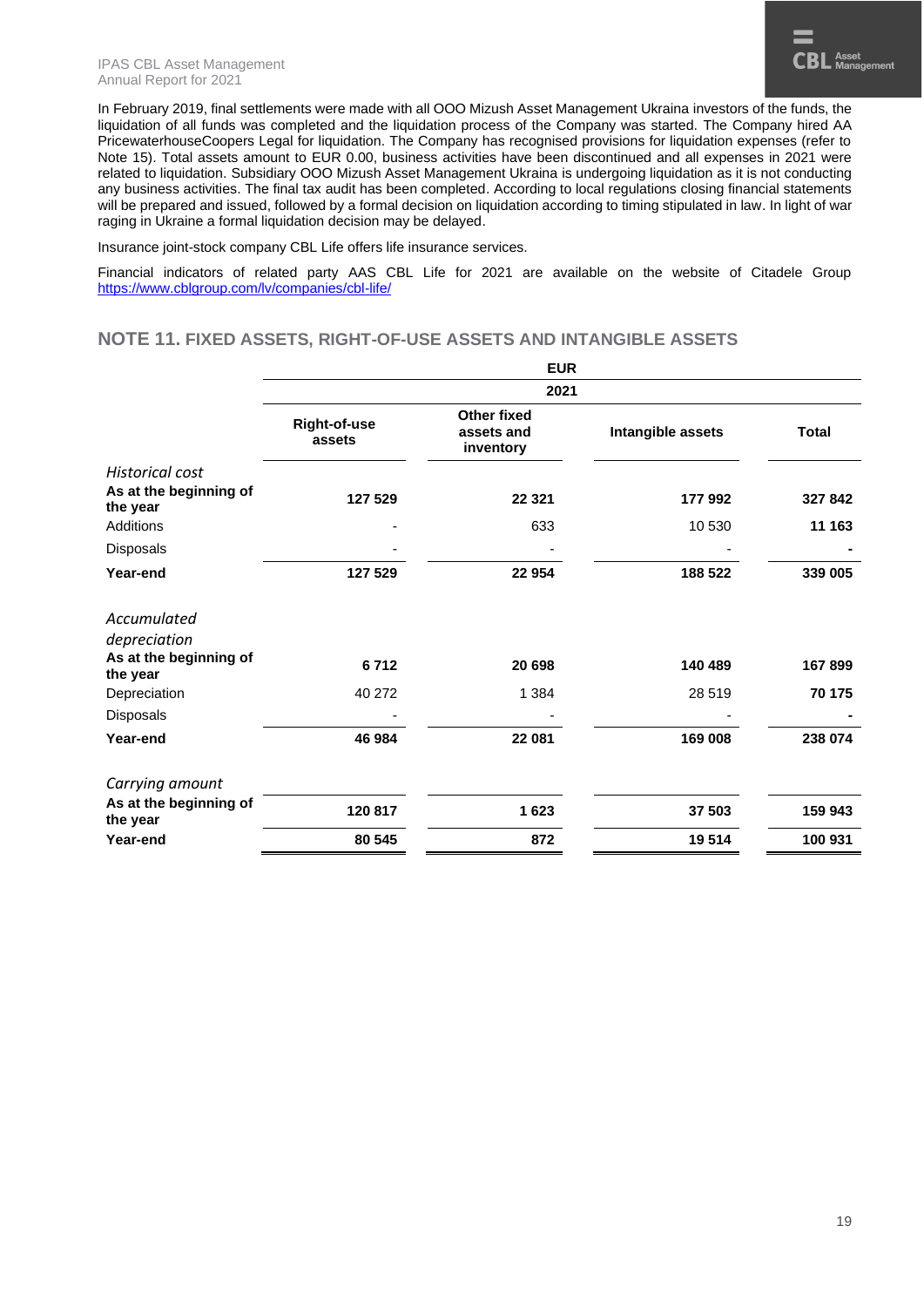In February 2019, final settlements were made with all OOO Mizush Asset Management Ukraina investors of the funds, the liquidation of all funds was completed and the liquidation process of the Company was started. The Company hired AA PricewaterhouseCoopers Legal for liquidation. The Company has recognised provisions for liquidation expenses (refer to Note 15). Total assets amount to EUR 0.00, business activities have been discontinued and all expenses in 2021 were related to liquidation. Subsidiary OOO Mizush Asset Management Ukraina is undergoing liquidation as it is not conducting any business activities. The final tax audit has been completed. According to local regulations closing financial statements will be prepared and issued, followed by a formal decision on liquidation according to timing stipulated in law. In light of war raging in Ukraine a formal liquidation decision may be delayed.

Insurance joint-stock company CBL Life offers life insurance services.

Financial indicators of related party AAS CBL Life for 2021 are available on the website of Citadele Group https://www.cblgroup.com/lv/companies/cbl-life/

## NOTE 11. FIXED ASSETS, RIGHT-OF-USE ASSETS AND INTANGIBLE ASSETS

| | EUR | | | |
|---|---|---|---|---|
| | 2021 | | | |
| | **Right-of-use assets** | **Other fixed assets and inventory** | **Intangible assets** | **Total** |
| *Historical cost* | | | | |
| **As at the beginning of the year** | **127 529** | **22 321** | **177 992** | **327 842** |
| Additions | - | 633 | 10 530 | **11 163** |
| Disposals | - | - | - | **-** |
| **Year-end** | **127 529** | **22 954** | **188 522** | **339 005** |
| *Accumulated depreciation* | | | | |
| **As at the beginning of the year** | **6 712** | **20 698** | **140 489** | **167 899** |
| Depreciation | 40 272 | 1 384 | 28 519 | **70 175** |
| Disposals | - | - | - | **-** |
| **Year-end** | **46 984** | **22 081** | **169 008** | **238 074** |
| *Carrying amount* | | | | |
| **As at the beginning of the year** | **120 817** | **1 623** | **37 503** | **159 943** |
| **Year-end** | **80 545** | **872** | **19 514** | **100 931** |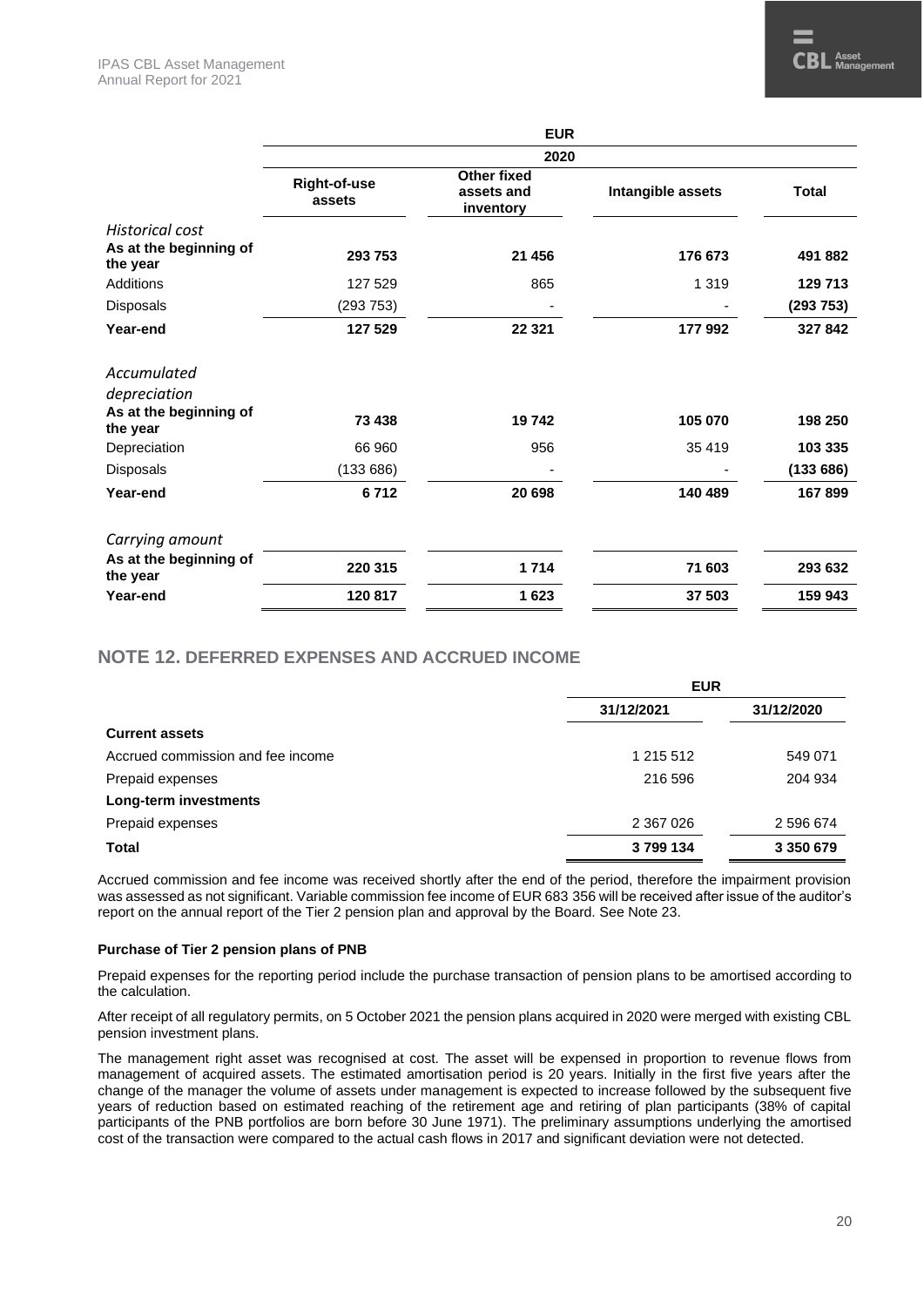| | EUR | | | |
|---|---|---|---|---|
| | 2020 | | | |
| | **Right-of-use assets** | **Other fixed assets and inventory** | **Intangible assets** | **Total** |
| *Historical cost* | | | | |
| **As at the beginning of the year** | **293 753** | **21 456** | **176 673** | **491 882** |
| Additions | 127 529 | 865 | 1 319 | **129 713** |
| Disposals | (293 753) | - | - | **(293 753)** |
| **Year-end** | **127 529** | **22 321** | **177 992** | **327 842** |
| *Accumulated depreciation* | | | | |
| **As at the beginning of the year** | **73 438** | **19 742** | **105 070** | **198 250** |
| Depreciation | 66 960 | 956 | 35 419 | **103 335** |
| Disposals | (133 686) | - | - | **(133 686)** |
| **Year-end** | **6 712** | **20 698** | **140 489** | **167 899** |
| *Carrying amount* | | | | |
| **As at the beginning of the year** | **220 315** | **1 714** | **71 603** | **293 632** |
| **Year-end** | **120 817** | **1 623** | **37 503** | **159 943** |

## NOTE 12. DEFERRED EXPENSES AND ACCRUED INCOME

| | EUR | |
|---|---|---|
| | **31/12/2021** | **31/12/2020** |
| **Current assets** | | |
| Accrued commission and fee income | 1 215 512 | 549 071 |
| Prepaid expenses | 216 596 | 204 934 |
| **Long-term investments** | | |
| Prepaid expenses | 2 367 026 | 2 596 674 |
| **Total** | **3 799 134** | **3 350 679** |

Accrued commission and fee income was received shortly after the end of the period, therefore the impairment provision was assessed as not significant. Variable commission fee income of EUR 683 356 will be received after issue of the auditor's report on the annual report of the Tier 2 pension plan and approval by the Board. See Note 23.

**Purchase of Tier 2 pension plans of PNB**

Prepaid expenses for the reporting period include the purchase transaction of pension plans to be amortised according to the calculation.

After receipt of all regulatory permits, on 5 October 2021 the pension plans acquired in 2020 were merged with existing CBL pension investment plans.

The management right asset was recognised at cost. The asset will be expensed in proportion to revenue flows from management of acquired assets. The estimated amortisation period is 20 years. Initially in the first five years after the change of the manager the volume of assets under management is expected to increase followed by the subsequent five years of reduction based on estimated reaching of the retirement age and retiring of plan participants (38% of capital participants of the PNB portfolios are born before 30 June 1971). The preliminary assumptions underlying the amortised cost of the transaction were compared to the actual cash flows in 2017 and significant deviation were not detected.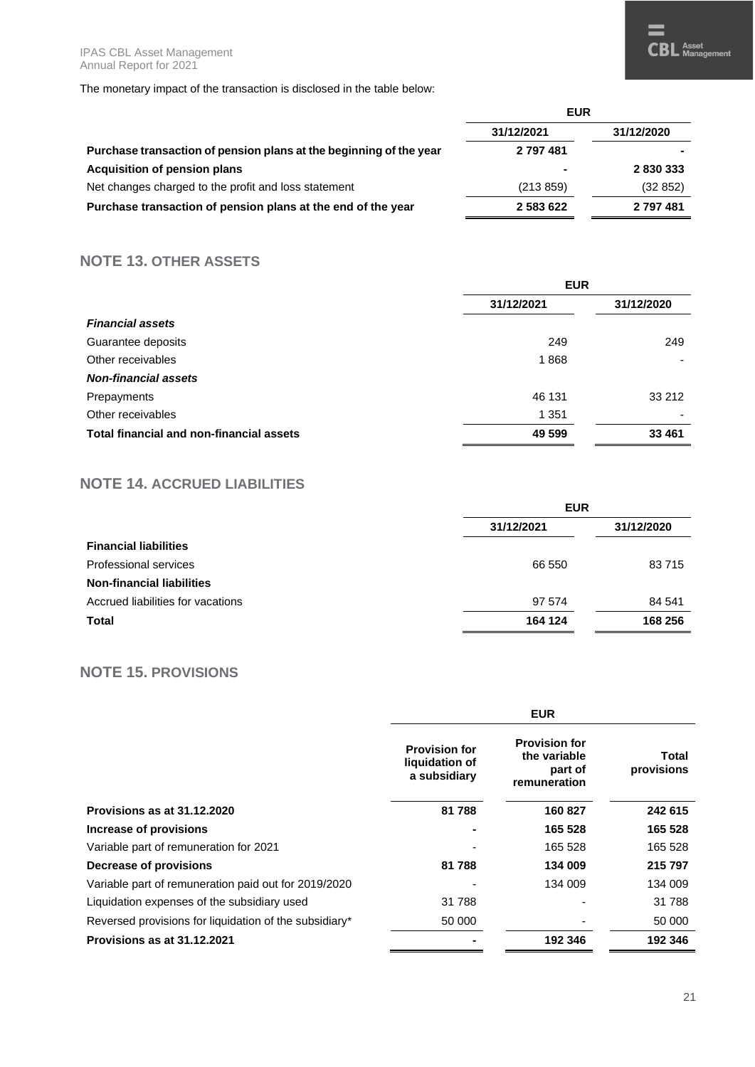The monetary impact of the transaction is disclosed in the table below:

| | EUR | |
|---|---|---|
| | 31/12/2021 | 31/12/2020 |
| **Purchase transaction of pension plans at the beginning of the year** | **2 797 481** | **-** |
| **Acquisition of pension plans** | **-** | **2 830 333** |
| Net changes charged to the profit and loss statement | (213 859) | (32 852) |
| **Purchase transaction of pension plans at the end of the year** | **2 583 622** | **2 797 481** |

## NOTE 13. OTHER ASSETS

| | EUR | |
|---|---|---|
| | 31/12/2021 | 31/12/2020 |
| ***Financial assets*** | | |
| Guarantee deposits | 249 | 249 |
| Other receivables | 1 868 | - |
| ***Non-financial assets*** | | |
| Prepayments | 46 131 | 33 212 |
| Other receivables | 1 351 | - |
| **Total financial and non-financial assets** | **49 599** | **33 461** |

## NOTE 14. ACCRUED LIABILITIES

| | EUR | |
|---|---|---|
| | 31/12/2021 | 31/12/2020 |
| **Financial liabilities** | | |
| Professional services | 66 550 | 83 715 |
| **Non-financial liabilities** | | |
| Accrued liabilities for vacations | 97 574 | 84 541 |
| **Total** | **164 124** | **168 256** |

## NOTE 15. PROVISIONS

| | EUR | | |
|---|---|---|---|
| | Provision for liquidation of a subsidiary | Provision for the variable part of remuneration | Total provisions |
| **Provisions as at 31.12.2020** | **81 788** | **160 827** | **242 615** |
| **Increase of provisions** | **-** | **165 528** | **165 528** |
| Variable part of remuneration for 2021 | - | 165 528 | 165 528 |
| **Decrease of provisions** | **81 788** | **134 009** | **215 797** |
| Variable part of remuneration paid out for 2019/2020 | - | 134 009 | 134 009 |
| Liquidation expenses of the subsidiary used | 31 788 | - | 31 788 |
| Reversed provisions for liquidation of the subsidiary* | 50 000 | - | 50 000 |
| **Provisions as at 31.12.2021** | **-** | **192 346** | **192 346** |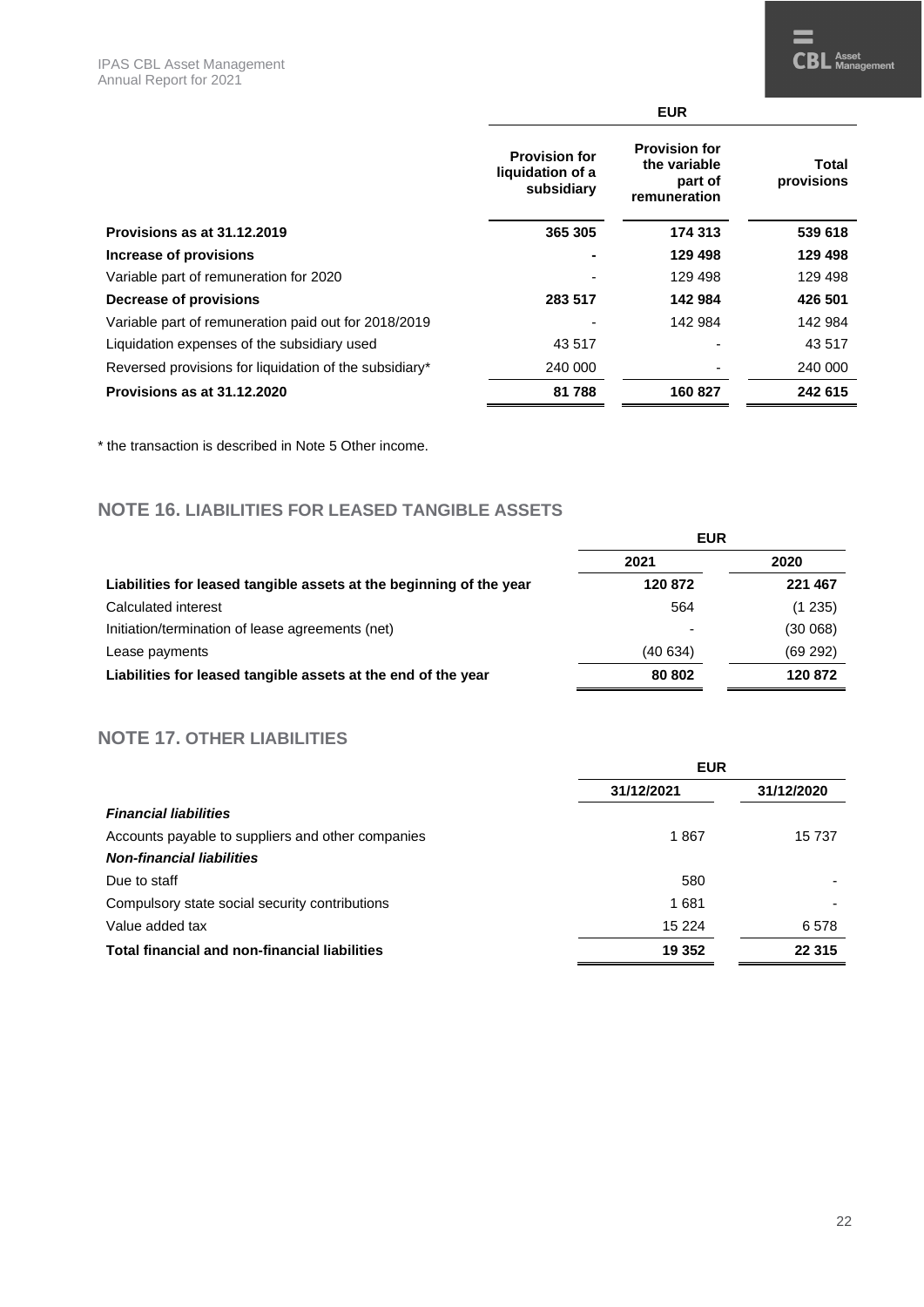| | EUR | | |
|---|---|---|---|
| | **Provision for liquidation of a subsidiary** | **Provision for the variable part of remuneration** | **Total provisions** |
| **Provisions as at 31.12.2019** | **365 305** | **174 313** | **539 618** |
| **Increase of provisions** | **-** | **129 498** | **129 498** |
| Variable part of remuneration for 2020 | - | 129 498 | 129 498 |
| **Decrease of provisions** | **283 517** | **142 984** | **426 501** |
| Variable part of remuneration paid out for 2018/2019 | - | 142 984 | 142 984 |
| Liquidation expenses of the subsidiary used | 43 517 | - | 43 517 |
| Reversed provisions for liquidation of the subsidiary* | 240 000 | - | 240 000 |
| **Provisions as at 31.12.2020** | **81 788** | **160 827** | **242 615** |

* the transaction is described in Note 5 Other income.

## NOTE 16. LIABILITIES FOR LEASED TANGIBLE ASSETS

| | EUR | |
|---|---|---|
| | **2021** | **2020** |
| **Liabilities for leased tangible assets at the beginning of the year** | **120 872** | **221 467** |
| Calculated interest | 564 | (1 235) |
| Initiation/termination of lease agreements (net) | - | (30 068) |
| Lease payments | (40 634) | (69 292) |
| **Liabilities for leased tangible assets at the end of the year** | **80 802** | **120 872** |

## NOTE 17. OTHER LIABILITIES

| | EUR | |
|---|---|---|
| | **31/12/2021** | **31/12/2020** |
| ***Financial liabilities*** | | |
| Accounts payable to suppliers and other companies | 1 867 | 15 737 |
| ***Non-financial liabilities*** | | |
| Due to staff | 580 | - |
| Compulsory state social security contributions | 1 681 | - |
| Value added tax | 15 224 | 6 578 |
| **Total financial and non-financial liabilities** | **19 352** | **22 315** |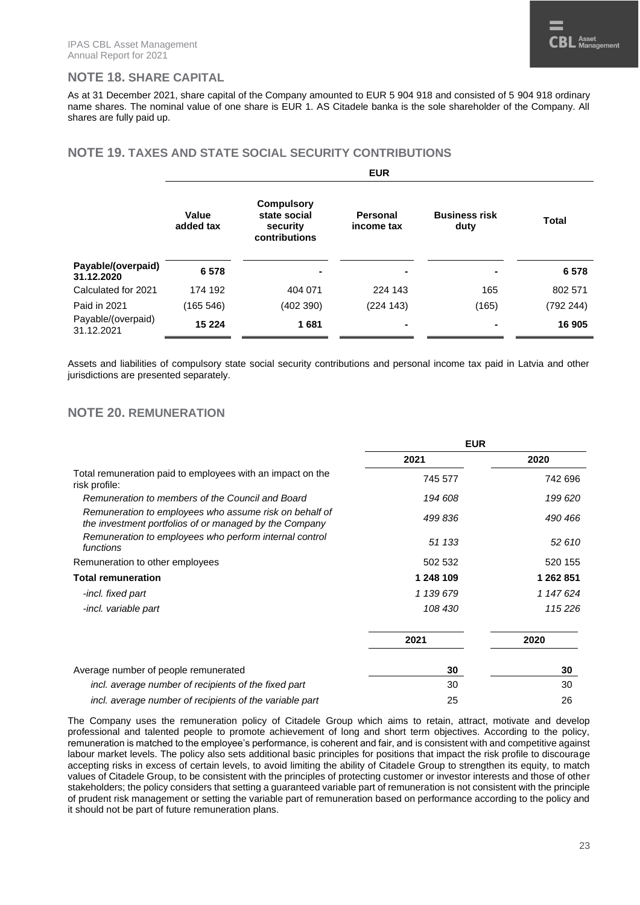## NOTE 18. SHARE CAPITAL

As at 31 December 2021, share capital of the Company amounted to EUR 5 904 918 and consisted of 5 904 918 ordinary name shares. The nominal value of one share is EUR 1. AS Citadele banka is the sole shareholder of the Company. All shares are fully paid up.

## NOTE 19. TAXES AND STATE SOCIAL SECURITY CONTRIBUTIONS

| | EUR | | | | |
|---|---|---|---|---|---|
| | **Value added tax** | **Compulsory state social security contributions** | **Personal income tax** | **Business risk duty** | **Total** |
| **Payable/(overpaid) 31.12.2020** | **6 578** | **-** | **-** | **-** | **6 578** |
| Calculated for 2021 | 174 192 | 404 071 | 224 143 | 165 | 802 571 |
| Paid in 2021 | (165 546) | (402 390) | (224 143) | (165) | (792 244) |
| Payable/(overpaid) 31.12.2021 | **15 224** | **1 681** | **-** | **-** | **16 905** |

Assets and liabilities of compulsory state social security contributions and personal income tax paid in Latvia and other jurisdictions are presented separately.

## NOTE 20. REMUNERATION

| | EUR | |
|---|---|---|
| | **2021** | **2020** |
| Total remuneration paid to employees with an impact on the risk profile: | 745 577 | 742 696 |
| *Remuneration to members of the Council and Board* | *194 608* | *199 620* |
| *Remuneration to employees who assume risk on behalf of the investment portfolios of or managed by the Company* | *499 836* | *490 466* |
| *Remuneration to employees who perform internal control functions* | *51 133* | *52 610* |
| Remuneration to other employees | 502 532 | 520 155 |
| **Total remuneration** | **1 248 109** | **1 262 851** |
| *-incl. fixed part* | *1 139 679* | *1 147 624* |
| *-incl. variable part* | *108 430* | *115 226* |

| | **2021** | **2020** |
|---|---|---|
| Average number of people remunerated | **30** | **30** |
| *incl. average number of recipients of the fixed part* | 30 | 30 |
| *incl. average number of recipients of the variable part* | 25 | 26 |

The Company uses the remuneration policy of Citadele Group which aims to retain, attract, motivate and develop professional and talented people to promote achievement of long and short term objectives. According to the policy, remuneration is matched to the employee's performance, is coherent and fair, and is consistent with and competitive against labour market levels. The policy also sets additional basic principles for positions that impact the risk profile to discourage accepting risks in excess of certain levels, to avoid limiting the ability of Citadele Group to strengthen its equity, to match values of Citadele Group, to be consistent with the principles of protecting customer or investor interests and those of other stakeholders; the policy considers that setting a guaranteed variable part of remuneration is not consistent with the principle of prudent risk management or setting the variable part of remuneration based on performance according to the policy and it should not be part of future remuneration plans.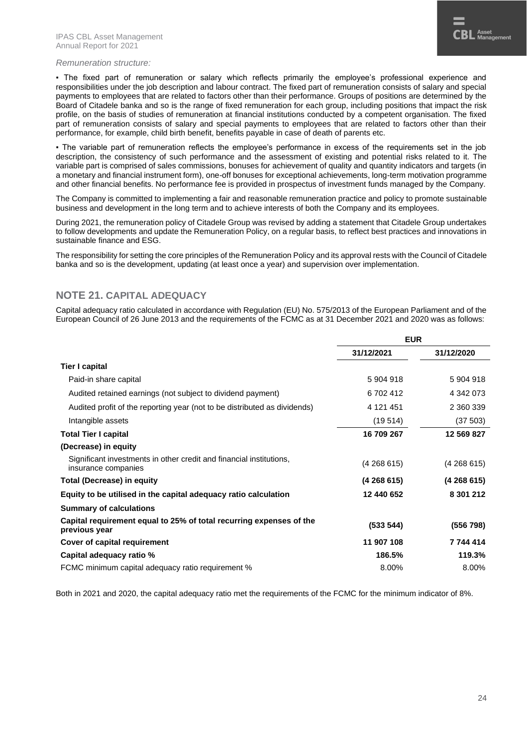*Remuneration structure:*

▪ The fixed part of remuneration or salary which reflects primarily the employee's professional experience and responsibilities under the job description and labour contract. The fixed part of remuneration consists of salary and special payments to employees that are related to factors other than their performance. Groups of positions are determined by the Board of Citadele banka and so is the range of fixed remuneration for each group, including positions that impact the risk profile, on the basis of studies of remuneration at financial institutions conducted by a competent organisation. The fixed part of remuneration consists of salary and special payments to employees that are related to factors other than their performance, for example, child birth benefit, benefits payable in case of death of parents etc.

▪ The variable part of remuneration reflects the employee's performance in excess of the requirements set in the job description, the consistency of such performance and the assessment of existing and potential risks related to it. The variable part is comprised of sales commissions, bonuses for achievement of quality and quantity indicators and targets (in a monetary and financial instrument form), one-off bonuses for exceptional achievements, long-term motivation programme and other financial benefits. No performance fee is provided in prospectus of investment funds managed by the Company.

The Company is committed to implementing a fair and reasonable remuneration practice and policy to promote sustainable business and development in the long term and to achieve interests of both the Company and its employees.

During 2021, the remuneration policy of Citadele Group was revised by adding a statement that Citadele Group undertakes to follow developments and update the Remuneration Policy, on a regular basis, to reflect best practices and innovations in sustainable finance and ESG.

The responsibility for setting the core principles of the Remuneration Policy and its approval rests with the Council of Citadele banka and so is the development, updating (at least once a year) and supervision over implementation.

## NOTE 21. CAPITAL ADEQUACY

Capital adequacy ratio calculated in accordance with Regulation (EU) No. 575/2013 of the European Parliament and of the European Council of 26 June 2013 and the requirements of the FCMC as at 31 December 2021 and 2020 was as follows:

| | EUR | |
|---|---|---|
| | 31/12/2021 | 31/12/2020 |
| **Tier I capital** | | |
| Paid-in share capital | 5 904 918 | 5 904 918 |
| Audited retained earnings (not subject to dividend payment) | 6 702 412 | 4 342 073 |
| Audited profit of the reporting year (not to be distributed as dividends) | 4 121 451 | 2 360 339 |
| Intangible assets | (19 514) | (37 503) |
| **Total Tier I capital** | **16 709 267** | **12 569 827** |
| **(Decrease) in equity** | | |
| Significant investments in other credit and financial institutions, insurance companies | (4 268 615) | (4 268 615) |
| **Total (Decrease) in equity** | **(4 268 615)** | **(4 268 615)** |
| **Equity to be utilised in the capital adequacy ratio calculation** | **12 440 652** | **8 301 212** |
| **Summary of calculations** | | |
| **Capital requirement equal to 25% of total recurring expenses of the previous year** | **(533 544)** | **(556 798)** |
| **Cover of capital requirement** | **11 907 108** | **7 744 414** |
| **Capital adequacy ratio %** | **186.5%** | **119.3%** |
| FCMC minimum capital adequacy ratio requirement % | 8.00% | 8.00% |

Both in 2021 and 2020, the capital adequacy ratio met the requirements of the FCMC for the minimum indicator of 8%.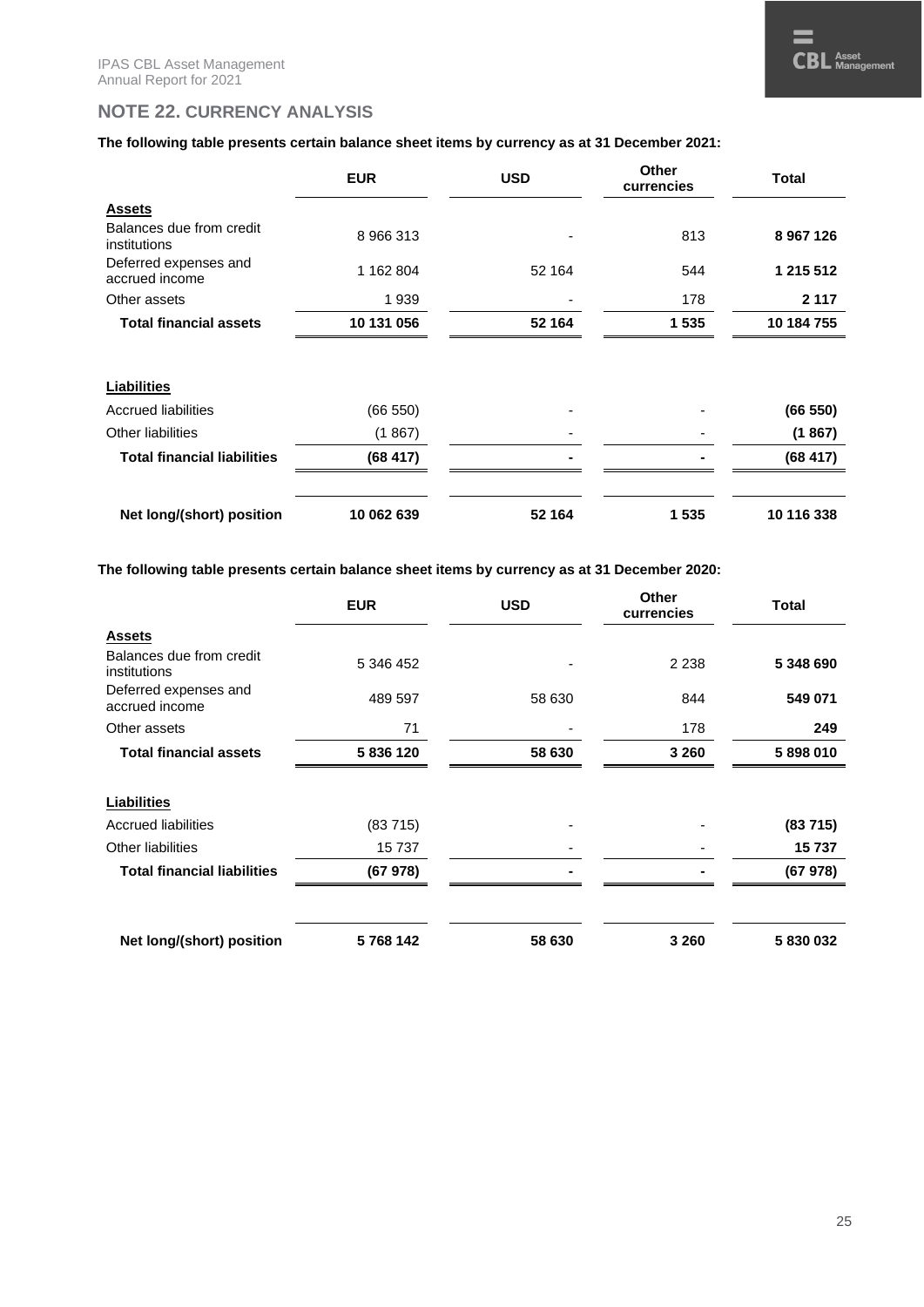## NOTE 22. CURRENCY ANALYSIS

**The following table presents certain balance sheet items by currency as at 31 December 2021:**

| | EUR | USD | Other currencies | Total |
|---|---|---|---|---|
| **Assets** | | | | |
| Balances due from credit institutions | 8 966 313 | - | 813 | **8 967 126** |
| Deferred expenses and accrued income | 1 162 804 | 52 164 | 544 | **1 215 512** |
| Other assets | 1 939 | - | 178 | **2 117** |
| **Total financial assets** | **10 131 056** | **52 164** | **1 535** | **10 184 755** |
| **Liabilities** | | | | |
| Accrued liabilities | (66 550) | - | - | **(66 550)** |
| Other liabilities | (1 867) | - | - | **(1 867)** |
| **Total financial liabilities** | **(68 417)** | **-** | **-** | **(68 417)** |
| **Net long/(short) position** | **10 062 639** | **52 164** | **1 535** | **10 116 338** |

**The following table presents certain balance sheet items by currency as at 31 December 2020:**

| | EUR | USD | Other currencies | Total |
|---|---|---|---|---|
| **Assets** | | | | |
| Balances due from credit institutions | 5 346 452 | - | 2 238 | **5 348 690** |
| Deferred expenses and accrued income | 489 597 | 58 630 | 844 | **549 071** |
| Other assets | 71 | - | 178 | **249** |
| **Total financial assets** | **5 836 120** | **58 630** | **3 260** | **5 898 010** |
| **Liabilities** | | | | |
| Accrued liabilities | (83 715) | - | - | **(83 715)** |
| Other liabilities | 15 737 | - | - | **15 737** |
| **Total financial liabilities** | **(67 978)** | **-** | **-** | **(67 978)** |
| **Net long/(short) position** | **5 768 142** | **58 630** | **3 260** | **5 830 032** |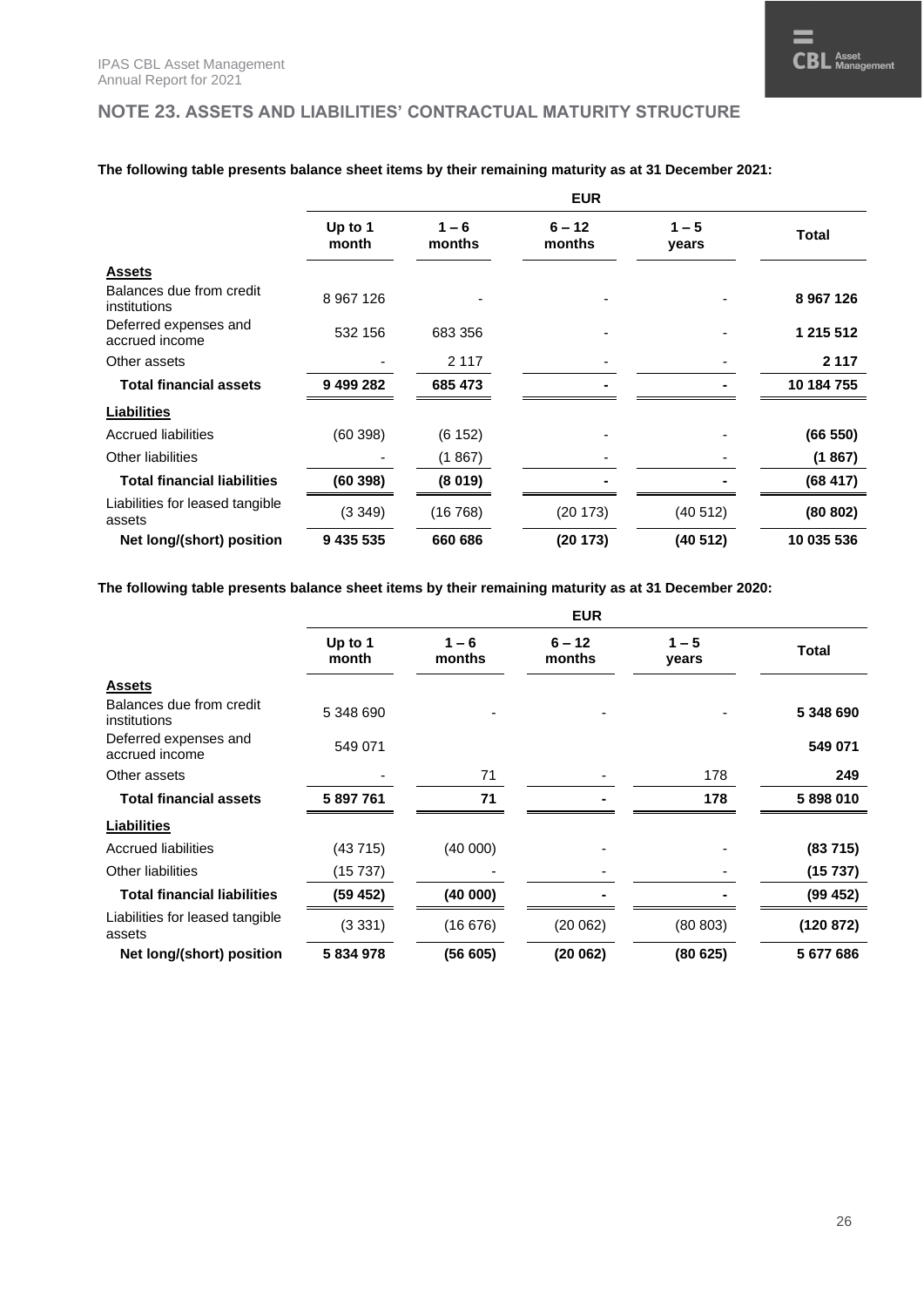## NOTE 23. ASSETS AND LIABILITIES' CONTRACTUAL MATURITY STRUCTURE

**The following table presents balance sheet items by their remaining maturity as at 31 December 2021:**

| | EUR | | | | |
|---|---|---|---|---|---|
| | **Up to 1 month** | **1 – 6 months** | **6 – 12 months** | **1 – 5 years** | **Total** |
| **Assets** | | | | | |
| Balances due from credit institutions | 8 967 126 | - | - | - | **8 967 126** |
| Deferred expenses and accrued income | 532 156 | 683 356 | - | - | **1 215 512** |
| Other assets | - | 2 117 | - | - | **2 117** |
| **Total financial assets** | **9 499 282** | **685 473** | **-** | **-** | **10 184 755** |
| **Liabilities** | | | | | |
| Accrued liabilities | (60 398) | (6 152) | - | - | **(66 550)** |
| Other liabilities | - | (1 867) | - | - | **(1 867)** |
| **Total financial liabilities** | **(60 398)** | **(8 019)** | **-** | **-** | **(68 417)** |
| Liabilities for leased tangible assets | (3 349) | (16 768) | (20 173) | (40 512) | **(80 802)** |
| **Net long/(short) position** | **9 435 535** | **660 686** | **(20 173)** | **(40 512)** | **10 035 536** |

**The following table presents balance sheet items by their remaining maturity as at 31 December 2020:**

| | EUR | | | | |
|---|---|---|---|---|---|
| | **Up to 1 month** | **1 – 6 months** | **6 – 12 months** | **1 – 5 years** | **Total** |
| **Assets** | | | | | |
| Balances due from credit institutions | 5 348 690 | - | - | - | **5 348 690** |
| Deferred expenses and accrued income | 549 071 | | | | **549 071** |
| Other assets | - | 71 | - | 178 | **249** |
| **Total financial assets** | **5 897 761** | **71** | **-** | **178** | **5 898 010** |
| **Liabilities** | | | | | |
| Accrued liabilities | (43 715) | (40 000) | - | - | **(83 715)** |
| Other liabilities | (15 737) | - | - | - | **(15 737)** |
| **Total financial liabilities** | **(59 452)** | **(40 000)** | **-** | **-** | **(99 452)** |
| Liabilities for leased tangible assets | (3 331) | (16 676) | (20 062) | (80 803) | **(120 872)** |
| **Net long/(short) position** | **5 834 978** | **(56 605)** | **(20 062)** | **(80 625)** | **5 677 686** |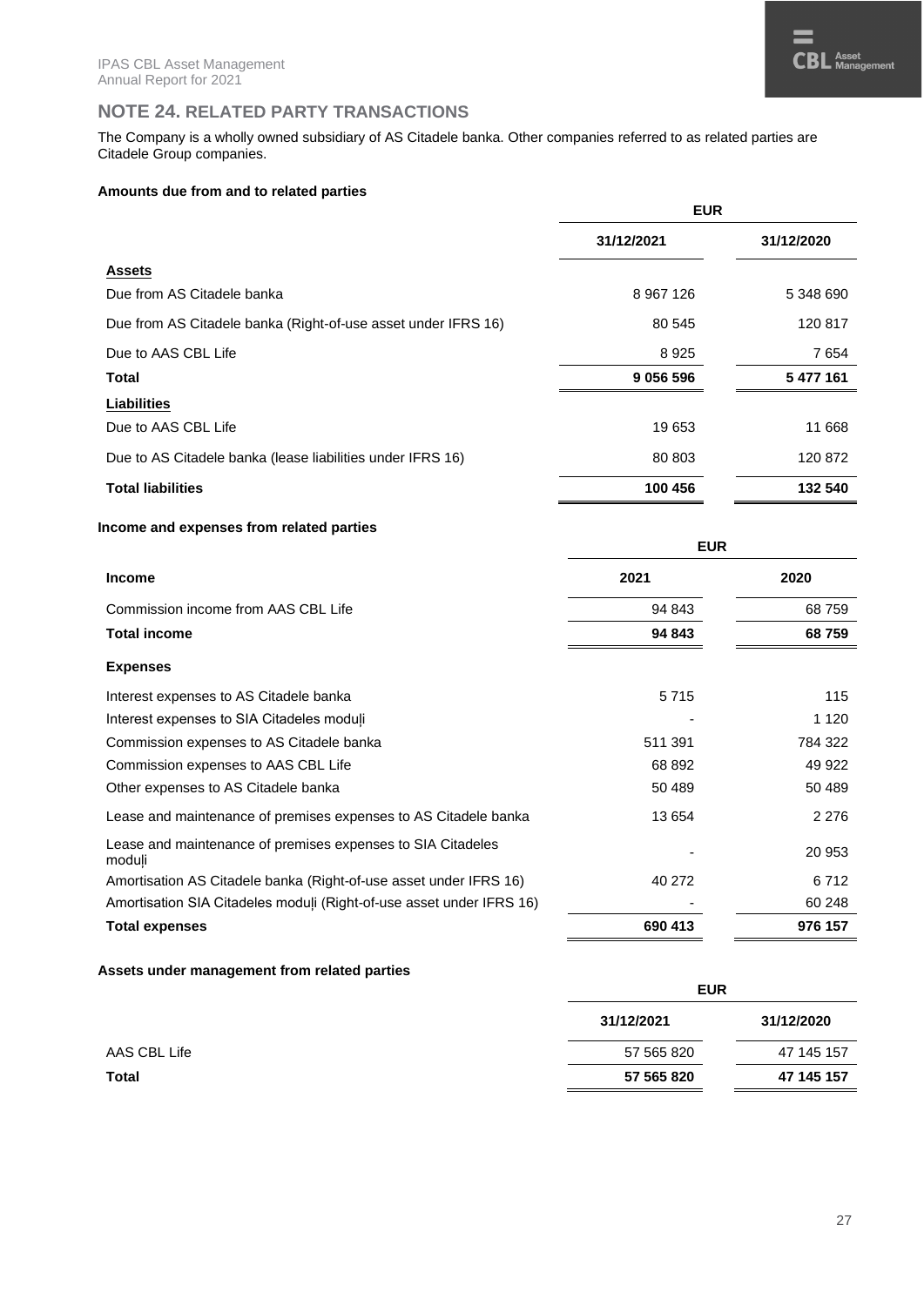## NOTE 24. RELATED PARTY TRANSACTIONS

The Company is a wholly owned subsidiary of AS Citadele banka. Other companies referred to as related parties are Citadele Group companies.

### Amounts due from and to related parties

| | EUR | |
|---|---|---|
| | 31/12/2021 | 31/12/2020 |
| **Assets** | | |
| Due from AS Citadele banka | 8 967 126 | 5 348 690 |
| Due from AS Citadele banka (Right-of-use asset under IFRS 16) | 80 545 | 120 817 |
| Due to AAS CBL Life | 8 925 | 7 654 |
| **Total** | **9 056 596** | **5 477 161** |
| **Liabilities** | | |
| Due to AAS CBL Life | 19 653 | 11 668 |
| Due to AS Citadele banka (lease liabilities under IFRS 16) | 80 803 | 120 872 |
| **Total liabilities** | **100 456** | **132 540** |

### Income and expenses from related parties

| | EUR | |
|---|---|---|
| **Income** | 2021 | 2020 |
| Commission income from AAS CBL Life | 94 843 | 68 759 |
| **Total income** | **94 843** | **68 759** |
| **Expenses** | | |
| Interest expenses to AS Citadele banka | 5 715 | 115 |
| Interest expenses to SIA Citadeles moduļi | - | 1 120 |
| Commission expenses to AS Citadele banka | 511 391 | 784 322 |
| Commission expenses to AAS CBL Life | 68 892 | 49 922 |
| Other expenses to AS Citadele banka | 50 489 | 50 489 |
| Lease and maintenance of premises expenses to AS Citadele banka | 13 654 | 2 276 |
| Lease and maintenance of premises expenses to SIA Citadeles moduļi | - | 20 953 |
| Amortisation AS Citadele banka (Right-of-use asset under IFRS 16) | 40 272 | 6 712 |
| Amortisation SIA Citadeles moduļi (Right-of-use asset under IFRS 16) | - | 60 248 |
| **Total expenses** | **690 413** | **976 157** |

### Assets under management from related parties

| | EUR | |
|---|---|---|
| | 31/12/2021 | 31/12/2020 |
| AAS CBL Life | 57 565 820 | 47 145 157 |
| **Total** | **57 565 820** | **47 145 157** |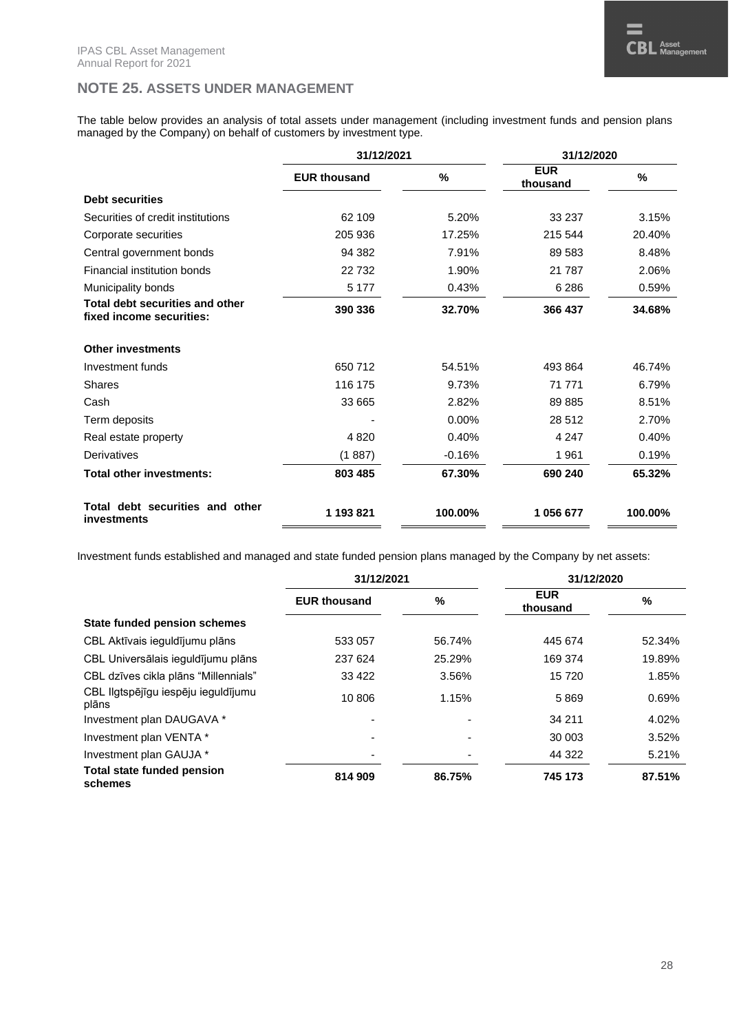## NOTE 25. ASSETS UNDER MANAGEMENT

The table below provides an analysis of total assets under management (including investment funds and pension plans managed by the Company) on behalf of customers by investment type.

| | 31/12/2021 | | 31/12/2020 | |
|---|---|---|---|---|
| | EUR thousand | % | EUR thousand | % |
| **Debt securities** | | | | |
| Securities of credit institutions | 62 109 | 5.20% | 33 237 | 3.15% |
| Corporate securities | 205 936 | 17.25% | 215 544 | 20.40% |
| Central government bonds | 94 382 | 7.91% | 89 583 | 8.48% |
| Financial institution bonds | 22 732 | 1.90% | 21 787 | 2.06% |
| Municipality bonds | 5 177 | 0.43% | 6 286 | 0.59% |
| **Total debt securities and other fixed income securities:** | **390 336** | **32.70%** | **366 437** | **34.68%** |
| **Other investments** | | | | |
| Investment funds | 650 712 | 54.51% | 493 864 | 46.74% |
| Shares | 116 175 | 9.73% | 71 771 | 6.79% |
| Cash | 33 665 | 2.82% | 89 885 | 8.51% |
| Term deposits | - | 0.00% | 28 512 | 2.70% |
| Real estate property | 4 820 | 0.40% | 4 247 | 0.40% |
| Derivatives | (1 887) | -0.16% | 1 961 | 0.19% |
| **Total other investments:** | **803 485** | **67.30%** | **690 240** | **65.32%** |
| **Total debt securities and other investments** | **1 193 821** | **100.00%** | **1 056 677** | **100.00%** |

Investment funds established and managed and state funded pension plans managed by the Company by net assets:

| | 31/12/2021 | | 31/12/2020 | |
|---|---|---|---|---|
| | EUR thousand | % | EUR thousand | % |
| **State funded pension schemes** | | | | |
| CBL Aktīvais ieguldījumu plāns | 533 057 | 56.74% | 445 674 | 52.34% |
| CBL Universālais ieguldījumu plāns | 237 624 | 25.29% | 169 374 | 19.89% |
| CBL dzīves cikla plāns "Millennials" | 33 422 | 3.56% | 15 720 | 1.85% |
| CBL Ilgtspējīgu iespēju ieguldījumu plāns | 10 806 | 1.15% | 5 869 | 0.69% |
| Investment plan DAUGAVA * | - | - | 34 211 | 4.02% |
| Investment plan VENTA * | - | - | 30 003 | 3.52% |
| Investment plan GAUJA * | - | - | 44 322 | 5.21% |
| **Total state funded pension schemes** | **814 909** | **86.75%** | **745 173** | **87.51%** |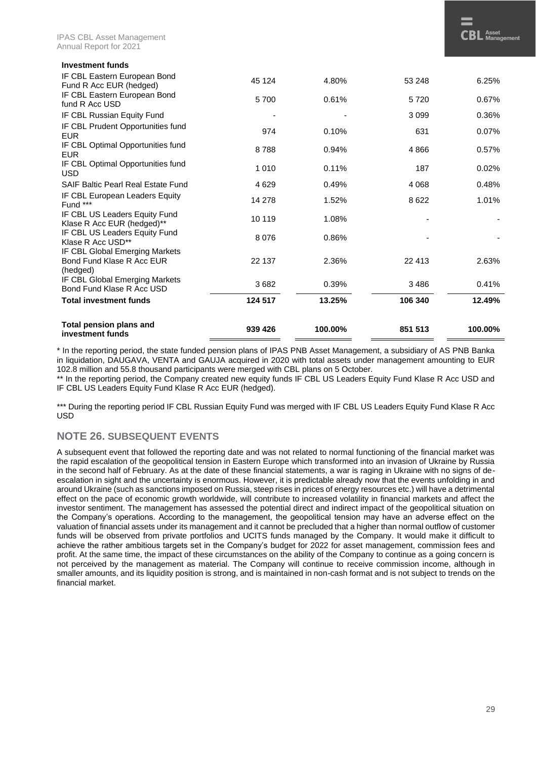| Investment funds | | | | |
|---|---|---|---|---|
| IF CBL Eastern European Bond Fund R Acc EUR (hedged) | 45 124 | 4.80% | 53 248 | 6.25% |
| IF CBL Eastern European Bond fund R Acc USD | 5 700 | 0.61% | 5 720 | 0.67% |
| IF CBL Russian Equity Fund | - | - | 3 099 | 0.36% |
| IF CBL Prudent Opportunities fund EUR | 974 | 0.10% | 631 | 0.07% |
| IF CBL Optimal Opportunities fund EUR | 8 788 | 0.94% | 4 866 | 0.57% |
| IF CBL Optimal Opportunities fund USD | 1 010 | 0.11% | 187 | 0.02% |
| SAIF Baltic Pearl Real Estate Fund | 4 629 | 0.49% | 4 068 | 0.48% |
| IF CBL European Leaders Equity Fund *** | 14 278 | 1.52% | 8 622 | 1.01% |
| IF CBL US Leaders Equity Fund Klase R Acc EUR (hedged)** | 10 119 | 1.08% | - | - |
| IF CBL US Leaders Equity Fund Klase R Acc USD** | 8 076 | 0.86% | - | - |
| IF CBL Global Emerging Markets Bond Fund Klase R Acc EUR (hedged) | 22 137 | 2.36% | 22 413 | 2.63% |
| IF CBL Global Emerging Markets Bond Fund Klase R Acc USD | 3 682 | 0.39% | 3 486 | 0.41% |
| **Total investment funds** | **124 517** | **13.25%** | **106 340** | **12.49%** |
| **Total pension plans and investment funds** | **939 426** | **100.00%** | **851 513** | **100.00%** |

* In the reporting period, the state funded pension plans of IPAS PNB Asset Management, a subsidiary of AS PNB Banka in liquidation, DAUGAVA, VENTA and GAUJA acquired in 2020 with total assets under management amounting to EUR 102.8 million and 55.8 thousand participants were merged with CBL plans on 5 October.

** In the reporting period, the Company created new equity funds IF CBL US Leaders Equity Fund Klase R Acc USD and IF CBL US Leaders Equity Fund Klase R Acc EUR (hedged).

*** During the reporting period IF CBL Russian Equity Fund was merged with IF CBL US Leaders Equity Fund Klase R Acc USD

## NOTE 26. SUBSEQUENT EVENTS

A subsequent event that followed the reporting date and was not related to normal functioning of the financial market was the rapid escalation of the geopolitical tension in Eastern Europe which transformed into an invasion of Ukraine by Russia in the second half of February. As at the date of these financial statements, a war is raging in Ukraine with no signs of de-escalation in sight and the uncertainty is enormous. However, it is predictable already now that the events unfolding in and around Ukraine (such as sanctions imposed on Russia, steep rises in prices of energy resources etc.) will have a detrimental effect on the pace of economic growth worldwide, will contribute to increased volatility in financial markets and affect the investor sentiment. The management has assessed the potential direct and indirect impact of the geopolitical situation on the Company's operations. According to the management, the geopolitical tension may have an adverse effect on the valuation of financial assets under its management and it cannot be precluded that a higher than normal outflow of customer funds will be observed from private portfolios and UCITS funds managed by the Company. It would make it difficult to achieve the rather ambitious targets set in the Company's budget for 2022 for asset management, commission fees and profit. At the same time, the impact of these circumstances on the ability of the Company to continue as a going concern is not perceived by the management as material. The Company will continue to receive commission income, although in smaller amounts, and its liquidity position is strong, and is maintained in non-cash format and is not subject to trends on the financial market.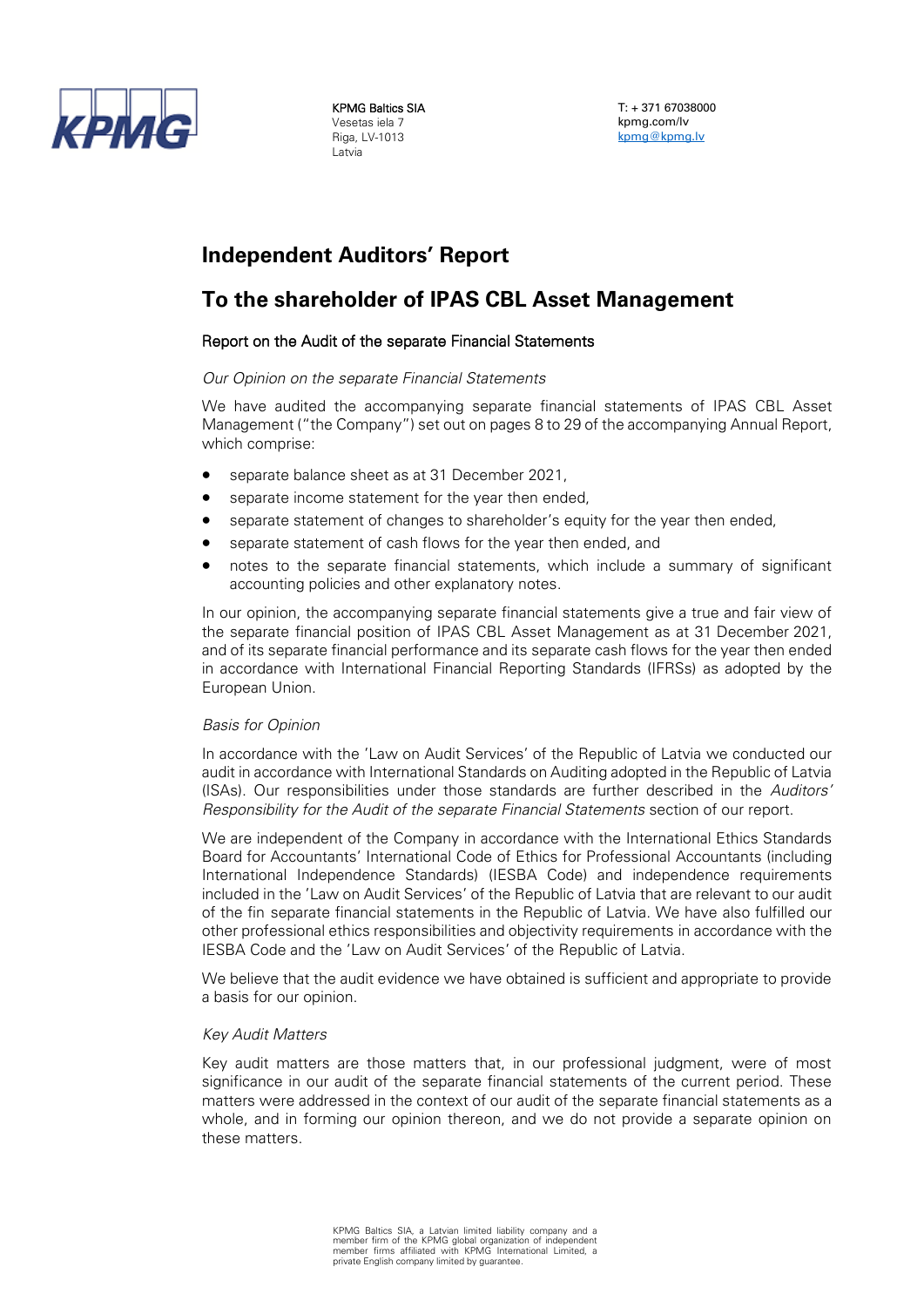KPMG Baltics SIA
Vesetas iela 7
Riga, LV-1013
Latvia

T: + 371 67038000
kpmg.com/lv
kpmg@kpmg.lv

# Independent Auditors' Report

# To the shareholder of IPAS CBL Asset Management

## Report on the Audit of the separate Financial Statements

*Our Opinion on the separate Financial Statements*

We have audited the accompanying separate financial statements of IPAS CBL Asset Management ("the Company") set out on pages 8 to 29 of the accompanying Annual Report, which comprise:

- separate balance sheet as at 31 December 2021,
- separate income statement for the year then ended,
- separate statement of changes to shareholder's equity for the year then ended,
- separate statement of cash flows for the year then ended, and
- notes to the separate financial statements, which include a summary of significant accounting policies and other explanatory notes.

In our opinion, the accompanying separate financial statements give a true and fair view of the separate financial position of IPAS CBL Asset Management as at 31 December 2021, and of its separate financial performance and its separate cash flows for the year then ended in accordance with International Financial Reporting Standards (IFRSs) as adopted by the European Union.

*Basis for Opinion*

In accordance with the 'Law on Audit Services' of the Republic of Latvia we conducted our audit in accordance with International Standards on Auditing adopted in the Republic of Latvia (ISAs). Our responsibilities under those standards are further described in the *Auditors' Responsibility for the Audit of the separate Financial Statements* section of our report.

We are independent of the Company in accordance with the International Ethics Standards Board for Accountants' International Code of Ethics for Professional Accountants (including International Independence Standards) (IESBA Code) and independence requirements included in the 'Law on Audit Services' of the Republic of Latvia that are relevant to our audit of the fin separate financial statements in the Republic of Latvia. We have also fulfilled our other professional ethics responsibilities and objectivity requirements in accordance with the IESBA Code and the 'Law on Audit Services' of the Republic of Latvia.

We believe that the audit evidence we have obtained is sufficient and appropriate to provide a basis for our opinion.

*Key Audit Matters*

Key audit matters are those matters that, in our professional judgment, were of most significance in our audit of the separate financial statements of the current period. These matters were addressed in the context of our audit of the separate financial statements as a whole, and in forming our opinion thereon, and we do not provide a separate opinion on these matters.

KPMG Baltics SIA, a Latvian limited liability company and a member firm of the KPMG global organization of independent member firms affiliated with KPMG International Limited, a private English company limited by guarantee.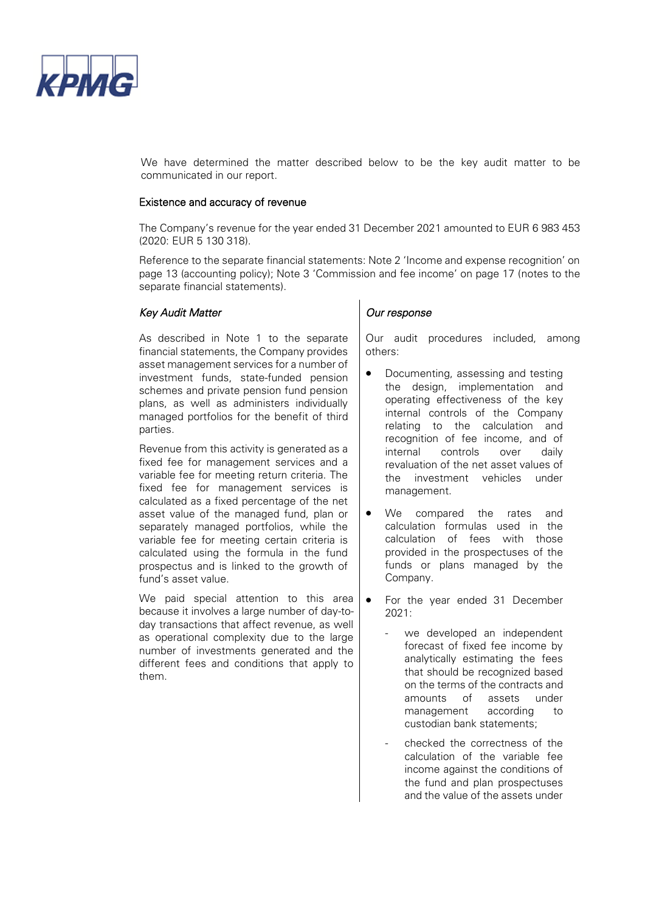We have determined the matter described below to be the key audit matter to be communicated in our report.

### Existence and accuracy of revenue

The Company's revenue for the year ended 31 December 2021 amounted to EUR 6 983 453 (2020: EUR 5 130 318).

Reference to the separate financial statements: Note 2 'Income and expense recognition' on page 13 (accounting policy); Note 3 'Commission and fee income' on page 17 (notes to the separate financial statements).

| *Key Audit Matter* | *Our response* |
| --- | --- |
| As described in Note 1 to the separate financial statements, the Company provides asset management services for a number of investment funds, state-funded pension schemes and private pension fund pension plans, as well as administers individually managed portfolios for the benefit of third parties.<br><br>Revenue from this activity is generated as a fixed fee for management services and a variable fee for meeting return criteria. The fixed fee for management services is calculated as a fixed percentage of the net asset value of the managed fund, plan or separately managed portfolios, while the variable fee for meeting certain criteria is calculated using the formula in the fund prospectus and is linked to the growth of fund's asset value.<br><br>We paid special attention to this area because it involves a large number of day-to-day transactions that affect revenue, as well as operational complexity due to the large number of investments generated and the different fees and conditions that apply to them. | Our audit procedures included, among others:<br><br>• Documenting, assessing and testing the design, implementation and operating effectiveness of the key internal controls of the Company relating to the calculation and recognition of fee income, and of internal controls over daily revaluation of the net asset values of the investment vehicles under management.<br><br>• We compared the rates and calculation formulas used in the calculation of fees with those provided in the prospectuses of the funds or plans managed by the Company.<br><br>• For the year ended 31 December 2021:<br><br>- we developed an independent forecast of fixed fee income by analytically estimating the fees that should be recognized based on the terms of the contracts and amounts of assets under management according to custodian bank statements;<br><br>- checked the correctness of the calculation of the variable fee income against the conditions of the fund and plan prospectuses and the value of the assets under |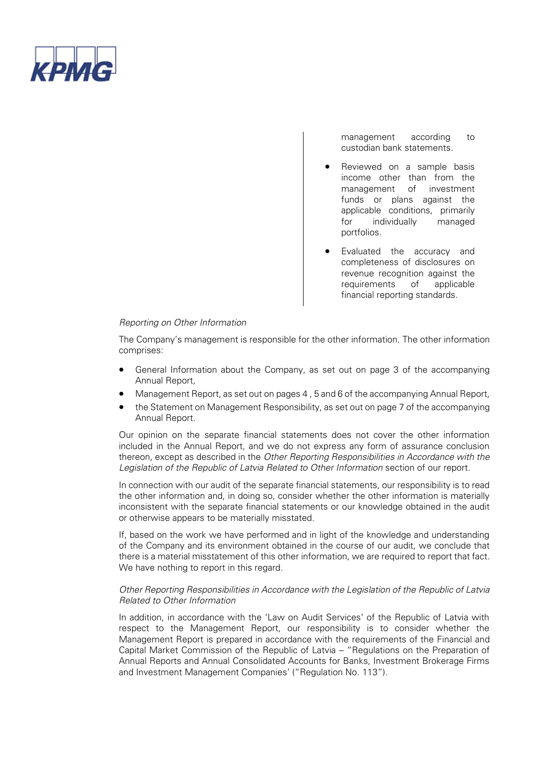management according to custodian bank statements.

- Reviewed on a sample basis income other than from the management of investment funds or plans against the applicable conditions, primarily for individually managed portfolios.
- Evaluated the accuracy and completeness of disclosures on revenue recognition against the requirements of applicable financial reporting standards.

*Reporting on Other Information*

The Company's management is responsible for the other information. The other information comprises:

- General Information about the Company, as set out on page 3 of the accompanying Annual Report,
- Management Report, as set out on pages 4 , 5 and 6 of the accompanying Annual Report,
- the Statement on Management Responsibility, as set out on page 7 of the accompanying Annual Report.

Our opinion on the separate financial statements does not cover the other information included in the Annual Report, and we do not express any form of assurance conclusion thereon, except as described in the *Other Reporting Responsibilities in Accordance with the Legislation of the Republic of Latvia Related to Other Information* section of our report.

In connection with our audit of the separate financial statements, our responsibility is to read the other information and, in doing so, consider whether the other information is materially inconsistent with the separate financial statements or our knowledge obtained in the audit or otherwise appears to be materially misstated.

If, based on the work we have performed and in light of the knowledge and understanding of the Company and its environment obtained in the course of our audit, we conclude that there is a material misstatement of this other information, we are required to report that fact. We have nothing to report in this regard.

*Other Reporting Responsibilities in Accordance with the Legislation of the Republic of Latvia Related to Other Information*

In addition, in accordance with the 'Law on Audit Services' of the Republic of Latvia with respect to the Management Report, our responsibility is to consider whether the Management Report is prepared in accordance with the requirements of the Financial and Capital Market Commission of the Republic of Latvia – "Regulations on the Preparation of Annual Reports and Annual Consolidated Accounts for Banks, Investment Brokerage Firms and Investment Management Companies' ("Regulation No. 113").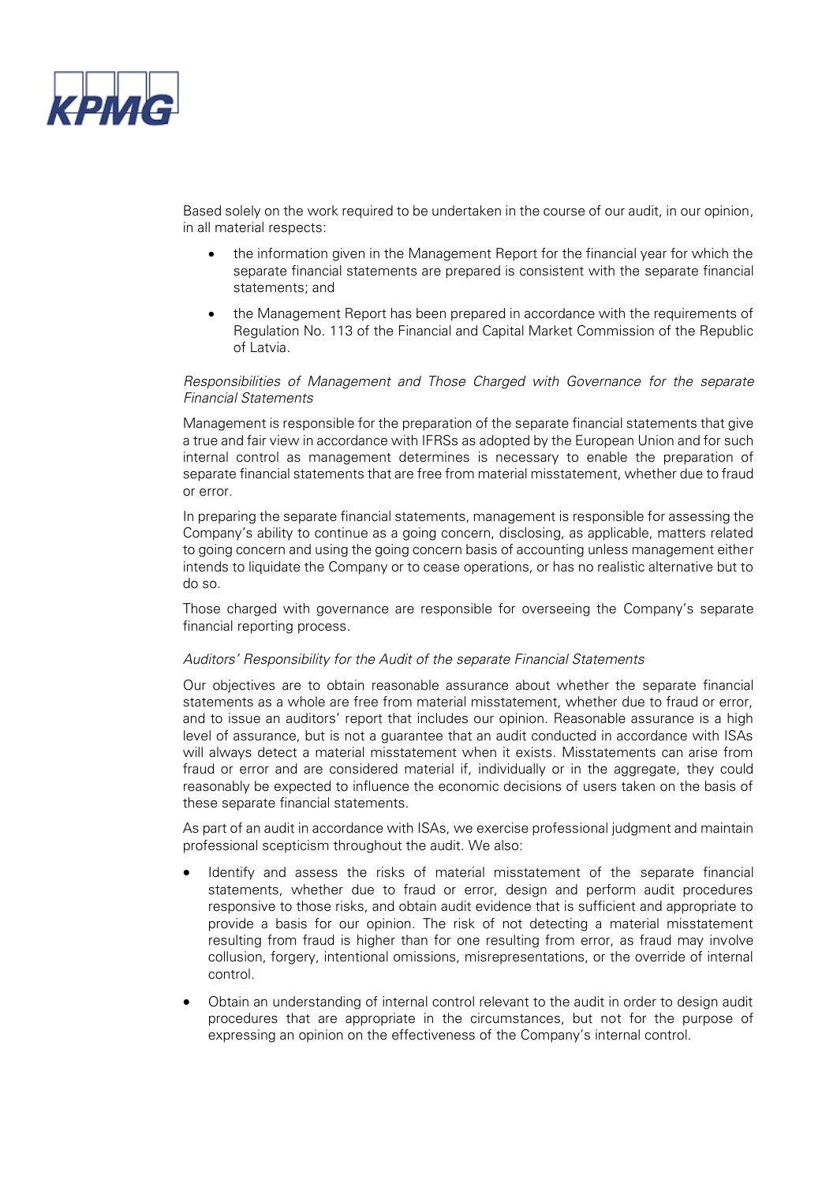Based solely on the work required to be undertaken in the course of our audit, in our opinion, in all material respects:

- the information given in the Management Report for the financial year for which the separate financial statements are prepared is consistent with the separate financial statements; and
- the Management Report has been prepared in accordance with the requirements of Regulation No. 113 of the Financial and Capital Market Commission of the Republic of Latvia.

*Responsibilities of Management and Those Charged with Governance for the separate Financial Statements*

Management is responsible for the preparation of the separate financial statements that give a true and fair view in accordance with IFRSs as adopted by the European Union and for such internal control as management determines is necessary to enable the preparation of separate financial statements that are free from material misstatement, whether due to fraud or error.

In preparing the separate financial statements, management is responsible for assessing the Company's ability to continue as a going concern, disclosing, as applicable, matters related to going concern and using the going concern basis of accounting unless management either intends to liquidate the Company or to cease operations, or has no realistic alternative but to do so.

Those charged with governance are responsible for overseeing the Company's separate financial reporting process.

*Auditors' Responsibility for the Audit of the separate Financial Statements*

Our objectives are to obtain reasonable assurance about whether the separate financial statements as a whole are free from material misstatement, whether due to fraud or error, and to issue an auditors' report that includes our opinion. Reasonable assurance is a high level of assurance, but is not a guarantee that an audit conducted in accordance with ISAs will always detect a material misstatement when it exists. Misstatements can arise from fraud or error and are considered material if, individually or in the aggregate, they could reasonably be expected to influence the economic decisions of users taken on the basis of these separate financial statements.

As part of an audit in accordance with ISAs, we exercise professional judgment and maintain professional scepticism throughout the audit. We also:

- Identify and assess the risks of material misstatement of the separate financial statements, whether due to fraud or error, design and perform audit procedures responsive to those risks, and obtain audit evidence that is sufficient and appropriate to provide a basis for our opinion. The risk of not detecting a material misstatement resulting from fraud is higher than for one resulting from error, as fraud may involve collusion, forgery, intentional omissions, misrepresentations, or the override of internal control.
- Obtain an understanding of internal control relevant to the audit in order to design audit procedures that are appropriate in the circumstances, but not for the purpose of expressing an opinion on the effectiveness of the Company's internal control.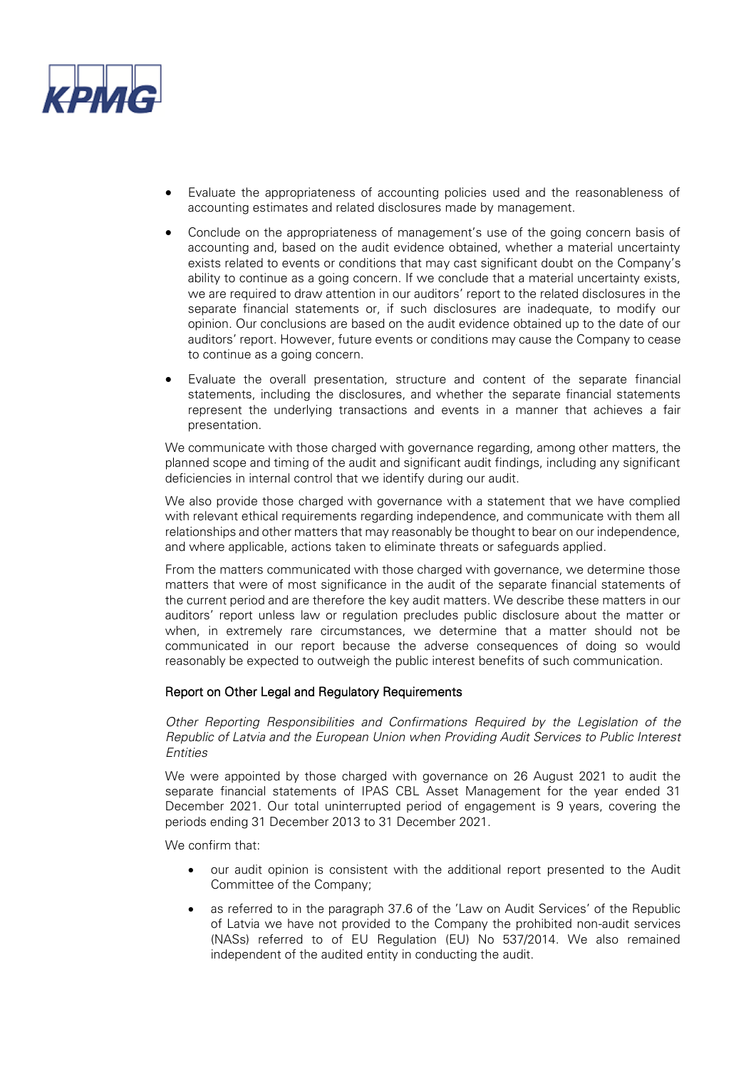- Evaluate the appropriateness of accounting policies used and the reasonableness of accounting estimates and related disclosures made by management.
- Conclude on the appropriateness of management's use of the going concern basis of accounting and, based on the audit evidence obtained, whether a material uncertainty exists related to events or conditions that may cast significant doubt on the Company's ability to continue as a going concern. If we conclude that a material uncertainty exists, we are required to draw attention in our auditors' report to the related disclosures in the separate financial statements or, if such disclosures are inadequate, to modify our opinion. Our conclusions are based on the audit evidence obtained up to the date of our auditors' report. However, future events or conditions may cause the Company to cease to continue as a going concern.
- Evaluate the overall presentation, structure and content of the separate financial statements, including the disclosures, and whether the separate financial statements represent the underlying transactions and events in a manner that achieves a fair presentation.

We communicate with those charged with governance regarding, among other matters, the planned scope and timing of the audit and significant audit findings, including any significant deficiencies in internal control that we identify during our audit.

We also provide those charged with governance with a statement that we have complied with relevant ethical requirements regarding independence, and communicate with them all relationships and other matters that may reasonably be thought to bear on our independence, and where applicable, actions taken to eliminate threats or safeguards applied.

From the matters communicated with those charged with governance, we determine those matters that were of most significance in the audit of the separate financial statements of the current period and are therefore the key audit matters. We describe these matters in our auditors' report unless law or regulation precludes public disclosure about the matter or when, in extremely rare circumstances, we determine that a matter should not be communicated in our report because the adverse consequences of doing so would reasonably be expected to outweigh the public interest benefits of such communication.

## Report on Other Legal and Regulatory Requirements

*Other Reporting Responsibilities and Confirmations Required by the Legislation of the Republic of Latvia and the European Union when Providing Audit Services to Public Interest Entities*

We were appointed by those charged with governance on 26 August 2021 to audit the separate financial statements of IPAS CBL Asset Management for the year ended 31 December 2021. Our total uninterrupted period of engagement is 9 years, covering the periods ending 31 December 2013 to 31 December 2021.

We confirm that:

- our audit opinion is consistent with the additional report presented to the Audit Committee of the Company;
- as referred to in the paragraph 37.6 of the 'Law on Audit Services' of the Republic of Latvia we have not provided to the Company the prohibited non-audit services (NASs) referred to of EU Regulation (EU) No 537/2014. We also remained independent of the audited entity in conducting the audit.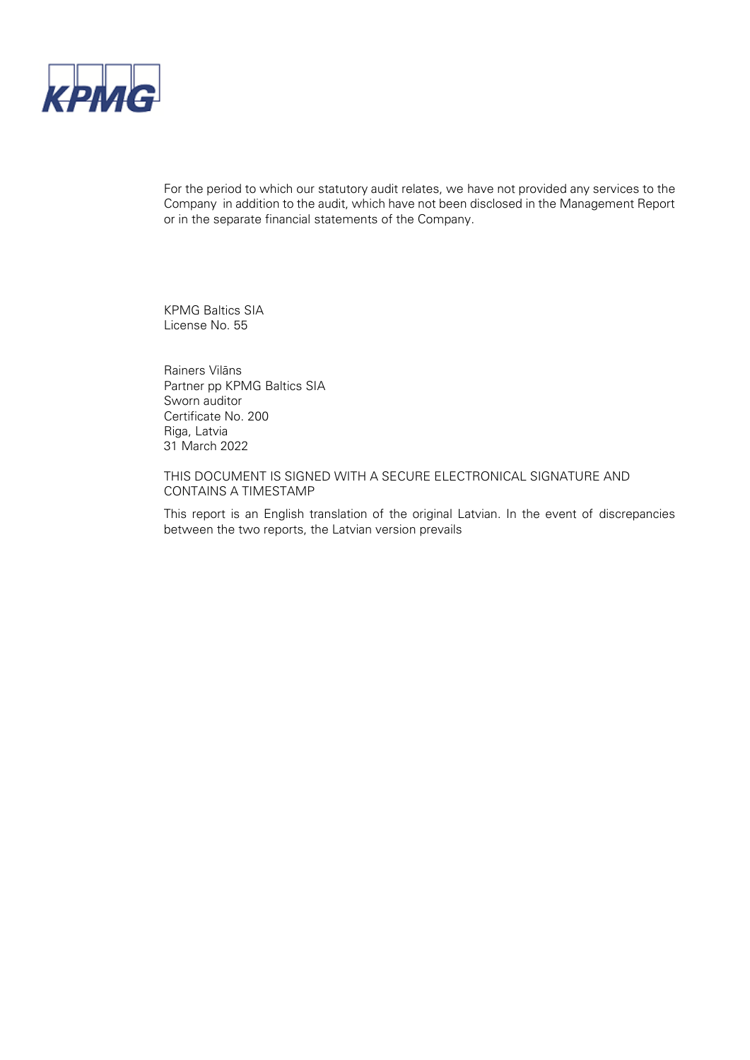For the period to which our statutory audit relates, we have not provided any services to the Company in addition to the audit, which have not been disclosed in the Management Report or in the separate financial statements of the Company.

KPMG Baltics SIA
License No. 55

Rainers Vilāns
Partner pp KPMG Baltics SIA
Sworn auditor
Certificate No. 200
Riga, Latvia
31 March 2022

THIS DOCUMENT IS SIGNED WITH A SECURE ELECTRONICAL SIGNATURE AND CONTAINS A TIMESTAMP

This report is an English translation of the original Latvian. In the event of discrepancies between the two reports, the Latvian version prevails